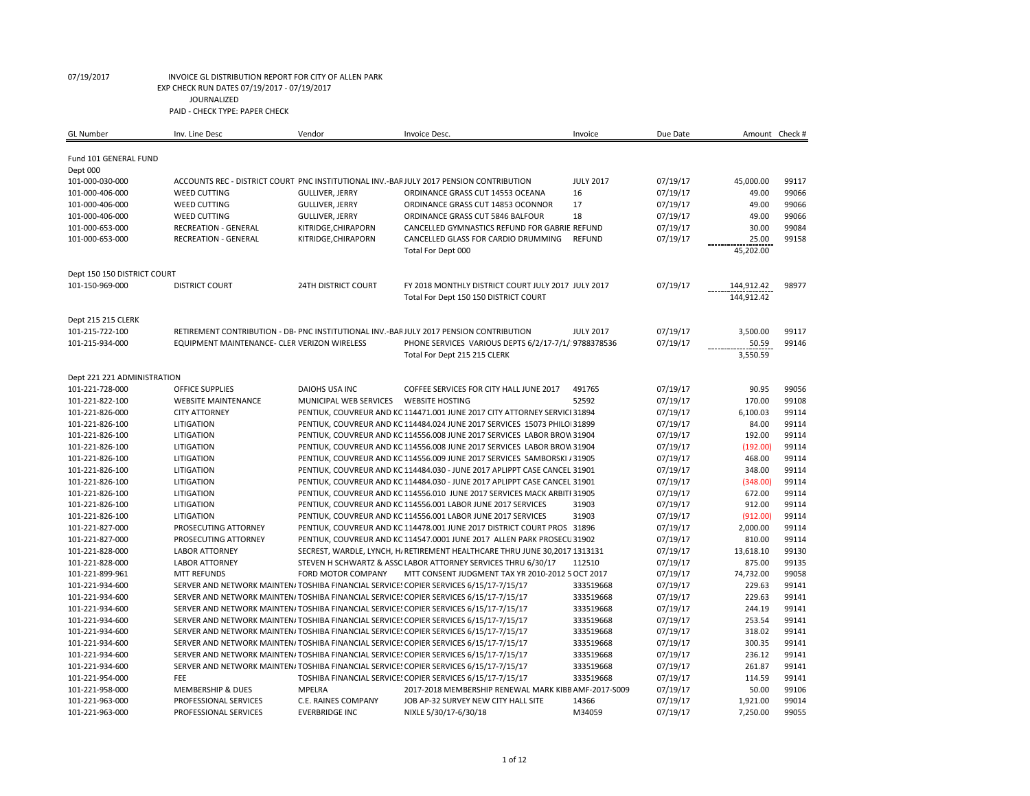07/19/2017 INVOICE GL DISTRIBUTION REPORT FOR CITY OF ALLEN PARK
EXP CHECK RUN DATES 07/19/2017 - 07/19/2017
JOURNALIZED
PAID - CHECK TYPE: PAPER CHECK

| GL Number | Inv. Line Desc | Vendor | Invoice Desc. | Invoice | Due Date | Amount | Check # |
|---|---|---|---|---|---|---|---|
| Fund 101 GENERAL FUND | | | | | | | |
| Dept 000 | | | | | | | |
| 101-000-030-000 | ACCOUNTS REC - DISTRICT COURT | PNC INSTITUTIONAL INV.-BAI | JULY 2017 PENSION CONTRIBUTION | JULY 2017 | 07/19/17 | 45,000.00 | 99117 |
| 101-000-406-000 | WEED CUTTING | GULLIVER, JERRY | ORDINANCE GRASS CUT 14553 OCEANA | 16 | 07/19/17 | 49.00 | 99066 |
| 101-000-406-000 | WEED CUTTING | GULLIVER, JERRY | ORDINANCE GRASS CUT 14853 OCONNOR | 17 | 07/19/17 | 49.00 | 99066 |
| 101-000-406-000 | WEED CUTTING | GULLIVER, JERRY | ORDINANCE GRASS CUT 5846 BALFOUR | 18 | 07/19/17 | 49.00 | 99066 |
| 101-000-653-000 | RECREATION - GENERAL | KITRIDGE,CHIRAPORN | CANCELLED GYMNASTICS REFUND FOR GABRIE | REFUND | 07/19/17 | 30.00 | 99084 |
| 101-000-653-000 | RECREATION - GENERAL | KITRIDGE,CHIRAPORN | CANCELLED GLASS FOR CARDIO DRUMMING | REFUND | 07/19/17 | 25.00 | 99158 |
| | | | Total For Dept 000 | | | 45,202.00 | |
| Dept 150 150 DISTRICT COURT | | | | | | | |
| 101-150-969-000 | DISTRICT COURT | 24TH DISTRICT COURT | FY 2018 MONTHLY DISTRICT COURT JULY 2017 | JULY 2017 | 07/19/17 | 144,912.42 | 98977 |
| | | | Total For Dept 150 150 DISTRICT COURT | | | 144,912.42 | |
| Dept 215 215 CLERK | | | | | | | |
| 101-215-722-100 | RETIREMENT CONTRIBUTION - DB- | PNC INSTITUTIONAL INV.-BAI | JULY 2017 PENSION CONTRIBUTION | JULY 2017 | 07/19/17 | 3,500.00 | 99117 |
| 101-215-934-000 | EQUIPMENT MAINTENANCE- CLER | VERIZON WIRELESS | PHONE SERVICES VARIOUS DEPTS 6/2/17-7/1/ | 9788378536 | 07/19/17 | 50.59 | 99146 |
| | | | Total For Dept 215 215 CLERK | | | 3,550.59 | |
| Dept 221 221 ADMINISTRATION | | | | | | | |
| 101-221-728-000 | OFFICE SUPPLIES | DAIOHS USA INC | COFFEE SERVICES FOR CITY HALL JUNE 2017 | 491765 | 07/19/17 | 90.95 | 99056 |
| 101-221-822-100 | WEBSITE MAINTENANCE | MUNICIPAL WEB SERVICES | WEBSITE HOSTING | 52592 | 07/19/17 | 170.00 | 99108 |
| 101-221-826-000 | CITY ATTORNEY | PENTIUK, COUVREUR AND KC | 114471.001 JUNE 2017 CITY ATTORNEY SERVICI | 31894 | 07/19/17 | 6,100.03 | 99114 |
| 101-221-826-100 | LITIGATION | PENTIUK, COUVREUR AND KC | 114484.024 JUNE 2017 SERVICES 15073 PHILOI | 31899 | 07/19/17 | 84.00 | 99114 |
| 101-221-826-100 | LITIGATION | PENTIUK, COUVREUR AND KC | 114556.008 JUNE 2017 SERVICES LABOR BROW | 31904 | 07/19/17 | 192.00 | 99114 |
| 101-221-826-100 | LITIGATION | PENTIUK, COUVREUR AND KC | 114556.008 JUNE 2017 SERVICES LABOR BROW | 31904 | 07/19/17 | (192.00) | 99114 |
| 101-221-826-100 | LITIGATION | PENTIUK, COUVREUR AND KC | 114556.009 JUNE 2017 SERVICES SAMBORSKI / | 31905 | 07/19/17 | 468.00 | 99114 |
| 101-221-826-100 | LITIGATION | PENTIUK, COUVREUR AND KC | 114484.030 - JUNE 2017 APLIPPT CASE CANCEL | 31901 | 07/19/17 | 348.00 | 99114 |
| 101-221-826-100 | LITIGATION | PENTIUK, COUVREUR AND KC | 114484.030 - JUNE 2017 APLIPPT CASE CANCEL | 31901 | 07/19/17 | (348.00) | 99114 |
| 101-221-826-100 | LITIGATION | PENTIUK, COUVREUR AND KC | 114556.010 JUNE 2017 SERVICES MACK ARBITI | 31905 | 07/19/17 | 672.00 | 99114 |
| 101-221-826-100 | LITIGATION | PENTIUK, COUVREUR AND KC | 114556.001 LABOR JUNE 2017 SERVICES | 31903 | 07/19/17 | 912.00 | 99114 |
| 101-221-826-100 | LITIGATION | PENTIUK, COUVREUR AND KC | 114556.001 LABOR JUNE 2017 SERVICES | 31903 | 07/19/17 | (912.00) | 99114 |
| 101-221-827-000 | PROSECUTING ATTORNEY | PENTIUK, COUVREUR AND KC | 114478.001 JUNE 2017 DISTRICT COURT PROS | 31896 | 07/19/17 | 2,000.00 | 99114 |
| 101-221-827-000 | PROSECUTING ATTORNEY | PENTIUK, COUVREUR AND KC | 114547.0001 JUNE 2017 ALLEN PARK PROSECU | 31902 | 07/19/17 | 810.00 | 99114 |
| 101-221-828-000 | LABOR ATTORNEY | SECREST, WARDLE, LYNCH, H. | RETIREMENT HEALTHCARE THRU JUNE 30,2017 | 1313131 | 07/19/17 | 13,618.10 | 99130 |
| 101-221-828-000 | LABOR ATTORNEY | STEVEN H SCHWARTZ & ASSC | LABOR ATTORNEY SERVICES THRU 6/30/17 | 112510 | 07/19/17 | 875.00 | 99135 |
| 101-221-899-961 | MTT REFUNDS | FORD MOTOR COMPANY | MTT CONSENT JUDGMENT TAX YR 2010-2012 5 | OCT 2017 | 07/19/17 | 74,732.00 | 99058 |
| 101-221-934-600 | SERVER AND NETWORK MAINTEN. | TOSHIBA FINANCIAL SERVICE! | COPIER SERVICES 6/15/17-7/15/17 | 333519668 | 07/19/17 | 229.63 | 99141 |
| 101-221-934-600 | SERVER AND NETWORK MAINTEN. | TOSHIBA FINANCIAL SERVICE! | COPIER SERVICES 6/15/17-7/15/17 | 333519668 | 07/19/17 | 229.63 | 99141 |
| 101-221-934-600 | SERVER AND NETWORK MAINTEN. | TOSHIBA FINANCIAL SERVICE! | COPIER SERVICES 6/15/17-7/15/17 | 333519668 | 07/19/17 | 244.19 | 99141 |
| 101-221-934-600 | SERVER AND NETWORK MAINTEN. | TOSHIBA FINANCIAL SERVICE! | COPIER SERVICES 6/15/17-7/15/17 | 333519668 | 07/19/17 | 253.54 | 99141 |
| 101-221-934-600 | SERVER AND NETWORK MAINTEN. | TOSHIBA FINANCIAL SERVICE! | COPIER SERVICES 6/15/17-7/15/17 | 333519668 | 07/19/17 | 318.02 | 99141 |
| 101-221-934-600 | SERVER AND NETWORK MAINTEN. | TOSHIBA FINANCIAL SERVICE! | COPIER SERVICES 6/15/17-7/15/17 | 333519668 | 07/19/17 | 300.35 | 99141 |
| 101-221-934-600 | SERVER AND NETWORK MAINTEN. | TOSHIBA FINANCIAL SERVICE! | COPIER SERVICES 6/15/17-7/15/17 | 333519668 | 07/19/17 | 236.12 | 99141 |
| 101-221-934-600 | SERVER AND NETWORK MAINTEN. | TOSHIBA FINANCIAL SERVICE! | COPIER SERVICES 6/15/17-7/15/17 | 333519668 | 07/19/17 | 261.87 | 99141 |
| 101-221-954-000 | FEE | TOSHIBA FINANCIAL SERVICE! | COPIER SERVICES 6/15/17-7/15/17 | 333519668 | 07/19/17 | 114.59 | 99141 |
| 101-221-958-000 | MEMBERSHIP & DUES | MPELRA | 2017-2018 MEMBERSHIP RENEWAL MARK KIBB | AMF-2017-S009 | 07/19/17 | 50.00 | 99106 |
| 101-221-963-000 | PROFESSIONAL SERVICES | C.E. RAINES COMPANY | JOB AP-32 SURVEY NEW CITY HALL SITE | 14366 | 07/19/17 | 1,921.00 | 99014 |
| 101-221-963-000 | PROFESSIONAL SERVICES | EVERBRIDGE INC | NIXLE 5/30/17-6/30/18 | M34059 | 07/19/17 | 7,250.00 | 99055 |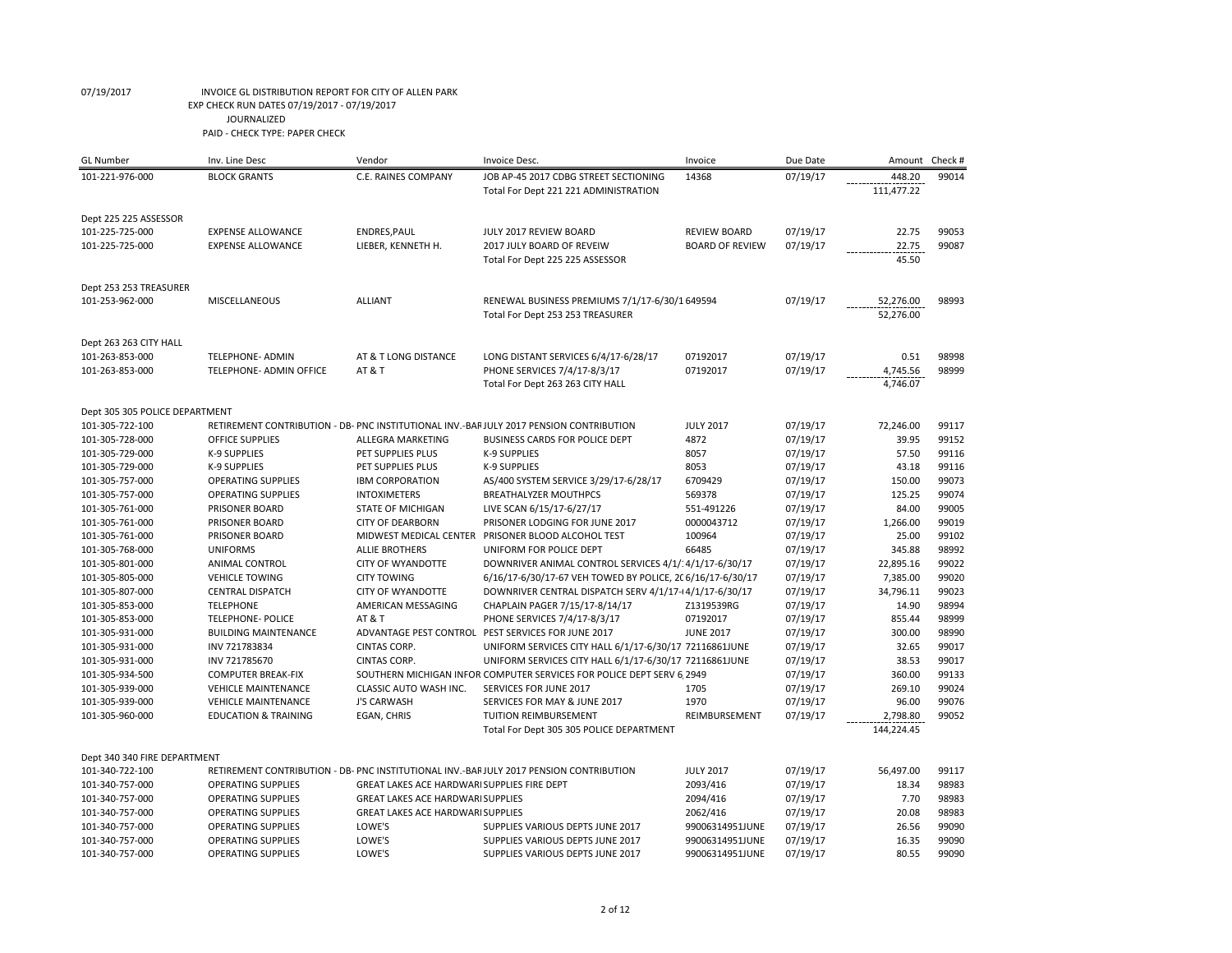07/19/2017 INVOICE GL DISTRIBUTION REPORT FOR CITY OF ALLEN PARK
EXP CHECK RUN DATES 07/19/2017 - 07/19/2017
JOURNALIZED
PAID - CHECK TYPE: PAPER CHECK

| GL Number | Inv. Line Desc | Vendor | Invoice Desc. | Invoice | Due Date | Amount | Check # |
|---|---|---|---|---|---|---|---|
| 101-221-976-000 | BLOCK GRANTS | C.E. RAINES COMPANY | JOB AP-45 2017 CDBG STREET SECTIONING | 14368 | 07/19/17 | 448.20 | 99014 |
| | | | Total For Dept 221 221 ADMINISTRATION | | | 111,477.22 | |
| Dept 225 225 ASSESSOR | | | | | | | |
| 101-225-725-000 | EXPENSE ALLOWANCE | ENDRES,PAUL | JULY 2017 REVIEW BOARD | REVIEW BOARD | 07/19/17 | 22.75 | 99053 |
| 101-225-725-000 | EXPENSE ALLOWANCE | LIEBER, KENNETH H. | 2017 JULY BOARD OF REVEIW | BOARD OF REVIEW | 07/19/17 | 22.75 | 99087 |
| | | | Total For Dept 225 225 ASSESSOR | | | 45.50 | |
| Dept 253 253 TREASURER | | | | | | | |
| 101-253-962-000 | MISCELLANEOUS | ALLIANT | RENEWAL BUSINESS PREMIUMS 7/1/17-6/30/1 | 649594 | 07/19/17 | 52,276.00 | 98993 |
| | | | Total For Dept 253 253 TREASURER | | | 52,276.00 | |
| Dept 263 263 CITY HALL | | | | | | | |
| 101-263-853-000 | TELEPHONE- ADMIN | AT & T LONG DISTANCE | LONG DISTANT SERVICES 6/4/17-6/28/17 | 07192017 | 07/19/17 | 0.51 | 98998 |
| 101-263-853-000 | TELEPHONE- ADMIN OFFICE | AT & T | PHONE SERVICES 7/4/17-8/3/17 | 07192017 | 07/19/17 | 4,745.56 | 98999 |
| | | | Total For Dept 263 263 CITY HALL | | | 4,746.07 | |
| Dept 305 305 POLICE DEPARTMENT | | | | | | | |
| 101-305-722-100 | RETIREMENT CONTRIBUTION - DB- | PNC INSTITUTIONAL INV.-BAR | JULY 2017 PENSION CONTRIBUTION | JULY 2017 | 07/19/17 | 72,246.00 | 99117 |
| 101-305-728-000 | OFFICE SUPPLIES | ALLEGRA MARKETING | BUSINESS CARDS FOR POLICE DEPT | 4872 | 07/19/17 | 39.95 | 99152 |
| 101-305-729-000 | K-9 SUPPLIES | PET SUPPLIES PLUS | K-9 SUPPLIES | 8057 | 07/19/17 | 57.50 | 99116 |
| 101-305-729-000 | K-9 SUPPLIES | PET SUPPLIES PLUS | K-9 SUPPLIES | 8053 | 07/19/17 | 43.18 | 99116 |
| 101-305-757-000 | OPERATING SUPPLIES | IBM CORPORATION | AS/400 SYSTEM SERVICE 3/29/17-6/28/17 | 6709429 | 07/19/17 | 150.00 | 99073 |
| 101-305-757-000 | OPERATING SUPPLIES | INTOXIMETERS | BREATHALYZER MOUTHPCS | 569378 | 07/19/17 | 125.25 | 99074 |
| 101-305-761-000 | PRISONER BOARD | STATE OF MICHIGAN | LIVE SCAN 6/15/17-6/27/17 | 551-491226 | 07/19/17 | 84.00 | 99005 |
| 101-305-761-000 | PRISONER BOARD | CITY OF DEARBORN | PRISONER LODGING FOR JUNE 2017 | 0000043712 | 07/19/17 | 1,266.00 | 99019 |
| 101-305-761-000 | PRISONER BOARD | MIDWEST MEDICAL CENTER | PRISONER BLOOD ALCOHOL TEST | 100964 | 07/19/17 | 25.00 | 99102 |
| 101-305-768-000 | UNIFORMS | ALLIE BROTHERS | UNIFORM FOR POLICE DEPT | 66485 | 07/19/17 | 345.88 | 98992 |
| 101-305-801-000 | ANIMAL CONTROL | CITY OF WYANDOTTE | DOWNRIVER ANIMAL CONTROL SERVICES 4/1/1 | 4/1/17-6/30/17 | 07/19/17 | 22,895.16 | 99022 |
| 101-305-805-000 | VEHICLE TOWING | CITY TOWING | 6/16/17-6/30/17-67 VEH TOWED BY POLICE, 20 | 6/16/17-6/30/17 | 07/19/17 | 7,385.00 | 99020 |
| 101-305-807-000 | CENTRAL DISPATCH | CITY OF WYANDOTTE | DOWNRIVER CENTRAL DISPATCH SERV 4/1/17-6 | 4/1/17-6/30/17 | 07/19/17 | 34,796.11 | 99023 |
| 101-305-853-000 | TELEPHONE | AMERICAN MESSAGING | CHAPLAIN PAGER 7/15/17-8/14/17 | Z1319539RG | 07/19/17 | 14.90 | 98994 |
| 101-305-853-000 | TELEPHONE- POLICE | AT & T | PHONE SERVICES 7/4/17-8/3/17 | 07192017 | 07/19/17 | 855.44 | 98999 |
| 101-305-931-000 | BUILDING MAINTENANCE | ADVANTAGE PEST CONTROL | PEST SERVICES FOR JUNE 2017 | JUNE 2017 | 07/19/17 | 300.00 | 98990 |
| 101-305-931-000 | INV 721783834 | CINTAS CORP. | UNIFORM SERVICES CITY HALL 6/1/17-6/30/17 | 72116861JUNE | 07/19/17 | 32.65 | 99017 |
| 101-305-931-000 | INV 721785670 | CINTAS CORP. | UNIFORM SERVICES CITY HALL 6/1/17-6/30/17 | 72116861JUNE | 07/19/17 | 38.53 | 99017 |
| 101-305-934-500 | COMPUTER BREAK-FIX | SOUTHERN MICHIGAN INFOR | COMPUTER SERVICES FOR POLICE DEPT SERV 6 | 2949 | 07/19/17 | 360.00 | 99133 |
| 101-305-939-000 | VEHICLE MAINTENANCE | CLASSIC AUTO WASH INC. | SERVICES FOR JUNE 2017 | 1705 | 07/19/17 | 269.10 | 99024 |
| 101-305-939-000 | VEHICLE MAINTENANCE | J'S CARWASH | SERVICES FOR MAY & JUNE 2017 | 1970 | 07/19/17 | 96.00 | 99076 |
| 101-305-960-000 | EDUCATION & TRAINING | EGAN, CHRIS | TUITION REIMBURSEMENT | REIMBURSEMENT | 07/19/17 | 2,798.80 | 99052 |
| | | | Total For Dept 305 305 POLICE DEPARTMENT | | | 144,224.45 | |
| Dept 340 340 FIRE DEPARTMENT | | | | | | | |
| 101-340-722-100 | RETIREMENT CONTRIBUTION - DB- | PNC INSTITUTIONAL INV.-BAR | JULY 2017 PENSION CONTRIBUTION | JULY 2017 | 07/19/17 | 56,497.00 | 99117 |
| 101-340-757-000 | OPERATING SUPPLIES | GREAT LAKES ACE HARDWARI | SUPPLIES FIRE DEPT | 2093/416 | 07/19/17 | 18.34 | 98983 |
| 101-340-757-000 | OPERATING SUPPLIES | GREAT LAKES ACE HARDWARI | SUPPLIES | 2094/416 | 07/19/17 | 7.70 | 98983 |
| 101-340-757-000 | OPERATING SUPPLIES | GREAT LAKES ACE HARDWARI | SUPPLIES | 2062/416 | 07/19/17 | 20.08 | 98983 |
| 101-340-757-000 | OPERATING SUPPLIES | LOWE'S | SUPPLIES VARIOUS DEPTS JUNE 2017 | 99006314951JUNE | 07/19/17 | 26.56 | 99090 |
| 101-340-757-000 | OPERATING SUPPLIES | LOWE'S | SUPPLIES VARIOUS DEPTS JUNE 2017 | 99006314951JUNE | 07/19/17 | 16.35 | 99090 |
| 101-340-757-000 | OPERATING SUPPLIES | LOWE'S | SUPPLIES VARIOUS DEPTS JUNE 2017 | 99006314951JUNE | 07/19/17 | 80.55 | 99090 |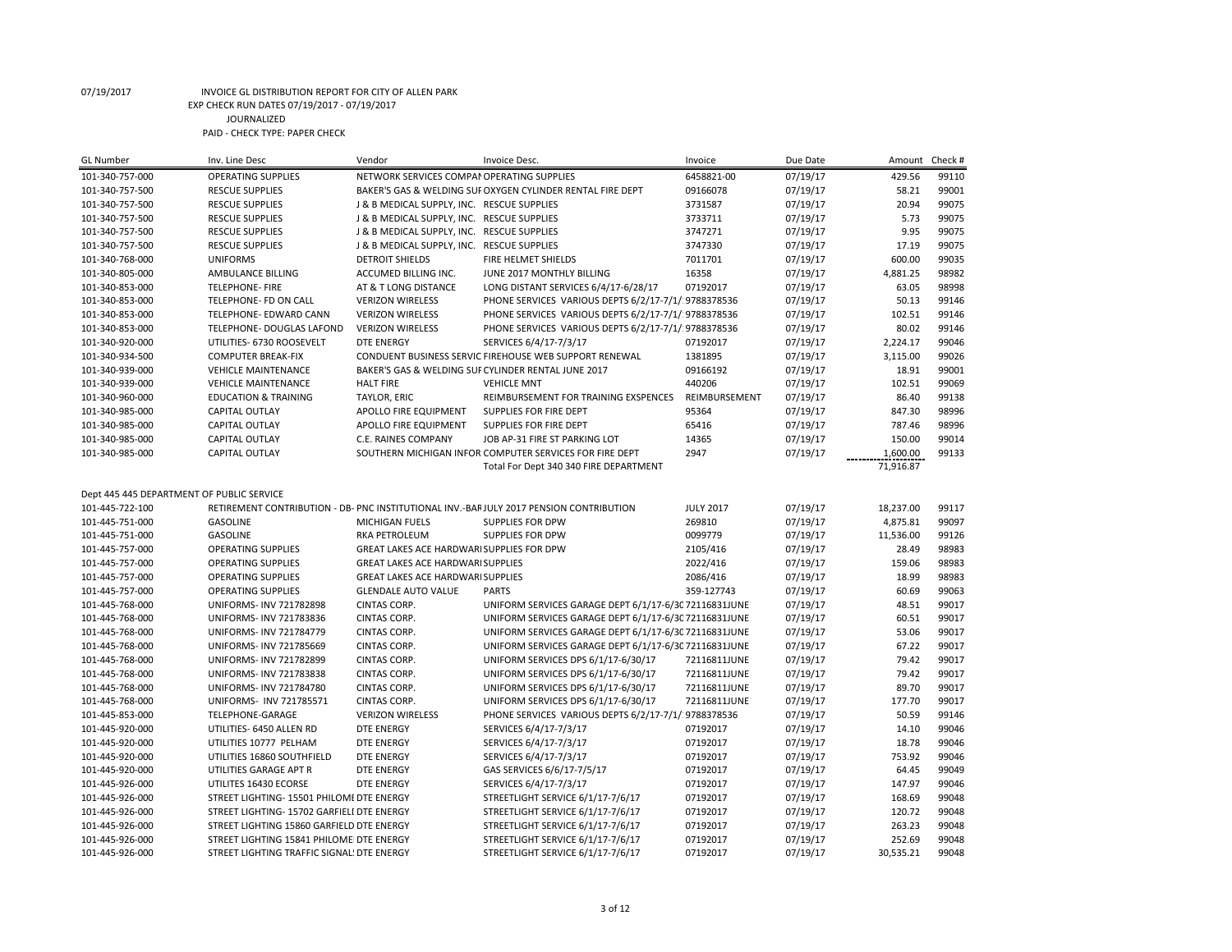07/19/2017 INVOICE GL DISTRIBUTION REPORT FOR CITY OF ALLEN PARK

EXP CHECK RUN DATES 07/19/2017 - 07/19/2017

JOURNALIZED

PAID - CHECK TYPE: PAPER CHECK

| GL Number | Inv. Line Desc | Vendor | Invoice Desc. | Invoice | Due Date | Amount | Check # |
|---|---|---|---|---|---|---|---|
| 101-340-757-000 | OPERATING SUPPLIES | NETWORK SERVICES COMPAN | OPERATING SUPPLIES | 6458821-00 | 07/19/17 | 429.56 | 99110 |
| 101-340-757-500 | RESCUE SUPPLIES | BAKER'S GAS & WELDING SUI | OXYGEN CYLINDER RENTAL FIRE DEPT | 09166078 | 07/19/17 | 58.21 | 99001 |
| 101-340-757-500 | RESCUE SUPPLIES | J & B MEDICAL SUPPLY, INC. | RESCUE SUPPLIES | 3731587 | 07/19/17 | 20.94 | 99075 |
| 101-340-757-500 | RESCUE SUPPLIES | J & B MEDICAL SUPPLY, INC. | RESCUE SUPPLIES | 3733711 | 07/19/17 | 5.73 | 99075 |
| 101-340-757-500 | RESCUE SUPPLIES | J & B MEDICAL SUPPLY, INC. | RESCUE SUPPLIES | 3747271 | 07/19/17 | 9.95 | 99075 |
| 101-340-757-500 | RESCUE SUPPLIES | J & B MEDICAL SUPPLY, INC. | RESCUE SUPPLIES | 3747330 | 07/19/17 | 17.19 | 99075 |
| 101-340-768-000 | UNIFORMS | DETROIT SHIELDS | FIRE HELMET SHIELDS | 7011701 | 07/19/17 | 600.00 | 99035 |
| 101-340-805-000 | AMBULANCE BILLING | ACCUMED BILLING INC. | JUNE 2017 MONTHLY BILLING | 16358 | 07/19/17 | 4,881.25 | 98982 |
| 101-340-853-000 | TELEPHONE- FIRE | AT & T LONG DISTANCE | LONG DISTANT SERVICES 6/4/17-6/28/17 | 07192017 | 07/19/17 | 63.05 | 98998 |
| 101-340-853-000 | TELEPHONE- FD ON CALL | VERIZON WIRELESS | PHONE SERVICES VARIOUS DEPTS 6/2/17-7/1/ | 9788378536 | 07/19/17 | 50.13 | 99146 |
| 101-340-853-000 | TELEPHONE- EDWARD CANN | VERIZON WIRELESS | PHONE SERVICES VARIOUS DEPTS 6/2/17-7/1/ | 9788378536 | 07/19/17 | 102.51 | 99146 |
| 101-340-853-000 | TELEPHONE- DOUGLAS LAFOND | VERIZON WIRELESS | PHONE SERVICES VARIOUS DEPTS 6/2/17-7/1/ | 9788378536 | 07/19/17 | 80.02 | 99146 |
| 101-340-920-000 | UTILITIES- 6730 ROOSEVELT | DTE ENERGY | SERVICES 6/4/17-7/3/17 | 07192017 | 07/19/17 | 2,224.17 | 99046 |
| 101-340-934-500 | COMPUTER BREAK-FIX | CONDUENT BUSINESS SERVIC | FIREHOUSE WEB SUPPORT RENEWAL | 1381895 | 07/19/17 | 3,115.00 | 99026 |
| 101-340-939-000 | VEHICLE MAINTENANCE | BAKER'S GAS & WELDING SUI | CYLINDER RENTAL JUNE 2017 | 09166192 | 07/19/17 | 18.91 | 99001 |
| 101-340-939-000 | VEHICLE MAINTENANCE | HALT FIRE | VEHICLE MNT | 440206 | 07/19/17 | 102.51 | 99069 |
| 101-340-960-000 | EDUCATION & TRAINING | TAYLOR, ERIC | REIMBURSEMENT FOR TRAINING EXSPENCES | REIMBURSEMENT | 07/19/17 | 86.40 | 99138 |
| 101-340-985-000 | CAPITAL OUTLAY | APOLLO FIRE EQUIPMENT | SUPPLIES FOR FIRE DEPT | 95364 | 07/19/17 | 847.30 | 98996 |
| 101-340-985-000 | CAPITAL OUTLAY | APOLLO FIRE EQUIPMENT | SUPPLIES FOR FIRE DEPT | 65416 | 07/19/17 | 787.46 | 98996 |
| 101-340-985-000 | CAPITAL OUTLAY | C.E. RAINES COMPANY | JOB AP-31 FIRE ST PARKING LOT | 14365 | 07/19/17 | 150.00 | 99014 |
| 101-340-985-000 | CAPITAL OUTLAY | SOUTHERN MICHIGAN INFOR | COMPUTER SERVICES FOR FIRE DEPT | 2947 | 07/19/17 | 1,600.00 | 99133 |
| | | | Total For Dept 340 340 FIRE DEPARTMENT | | | 71,916.87 | |
| Dept 445 445 DEPARTMENT OF PUBLIC SERVICE | | | | | | | |
| 101-445-722-100 | RETIREMENT CONTRIBUTION - DB- | PNC INSTITUTIONAL INV.-BAR | JULY 2017 PENSION CONTRIBUTION | JULY 2017 | 07/19/17 | 18,237.00 | 99117 |
| 101-445-751-000 | GASOLINE | MICHIGAN FUELS | SUPPLIES FOR DPW | 269810 | 07/19/17 | 4,875.81 | 99097 |
| 101-445-751-000 | GASOLINE | RKA PETROLEUM | SUPPLIES FOR DPW | 0099779 | 07/19/17 | 11,536.00 | 99126 |
| 101-445-757-000 | OPERATING SUPPLIES | GREAT LAKES ACE HARDWAR | SUPPLIES FOR DPW | 2105/416 | 07/19/17 | 28.49 | 98983 |
| 101-445-757-000 | OPERATING SUPPLIES | GREAT LAKES ACE HARDWAR | SUPPLIES | 2022/416 | 07/19/17 | 159.06 | 98983 |
| 101-445-757-000 | OPERATING SUPPLIES | GREAT LAKES ACE HARDWAR | SUPPLIES | 2086/416 | 07/19/17 | 18.99 | 98983 |
| 101-445-757-000 | OPERATING SUPPLIES | GLENDALE AUTO VALUE | PARTS | 359-127743 | 07/19/17 | 60.69 | 99063 |
| 101-445-768-000 | UNIFORMS- INV 721782898 | CINTAS CORP. | UNIFORM SERVICES GARAGE DEPT 6/1/17-6/30 | 72116831JUNE | 07/19/17 | 48.51 | 99017 |
| 101-445-768-000 | UNIFORMS- INV 721783836 | CINTAS CORP. | UNIFORM SERVICES GARAGE DEPT 6/1/17-6/30 | 72116831JUNE | 07/19/17 | 60.51 | 99017 |
| 101-445-768-000 | UNIFORMS- INV 721784779 | CINTAS CORP. | UNIFORM SERVICES GARAGE DEPT 6/1/17-6/30 | 72116831JUNE | 07/19/17 | 53.06 | 99017 |
| 101-445-768-000 | UNIFORMS- INV 721785669 | CINTAS CORP. | UNIFORM SERVICES GARAGE DEPT 6/1/17-6/30 | 72116831JUNE | 07/19/17 | 67.22 | 99017 |
| 101-445-768-000 | UNIFORMS- INV 721782899 | CINTAS CORP. | UNIFORM SERVICES DPS 6/1/17-6/30/17 | 72116811JUNE | 07/19/17 | 79.42 | 99017 |
| 101-445-768-000 | UNIFORMS- INV 721783838 | CINTAS CORP. | UNIFORM SERVICES DPS 6/1/17-6/30/17 | 72116811JUNE | 07/19/17 | 79.42 | 99017 |
| 101-445-768-000 | UNIFORMS- INV 721784780 | CINTAS CORP. | UNIFORM SERVICES DPS 6/1/17-6/30/17 | 72116811JUNE | 07/19/17 | 89.70 | 99017 |
| 101-445-768-000 | UNIFORMS- INV 721785571 | CINTAS CORP. | UNIFORM SERVICES DPS 6/1/17-6/30/17 | 72116811JUNE | 07/19/17 | 177.70 | 99017 |
| 101-445-853-000 | TELEPHONE-GARAGE | VERIZON WIRELESS | PHONE SERVICES VARIOUS DEPTS 6/2/17-7/1/ | 9788378536 | 07/19/17 | 50.59 | 99146 |
| 101-445-920-000 | UTILITIES- 6450 ALLEN RD | DTE ENERGY | SERVICES 6/4/17-7/3/17 | 07192017 | 07/19/17 | 14.10 | 99046 |
| 101-445-920-000 | UTILITIES 10777 PELHAM | DTE ENERGY | SERVICES 6/4/17-7/3/17 | 07192017 | 07/19/17 | 18.78 | 99046 |
| 101-445-920-000 | UTILITIES 16860 SOUTHFIELD | DTE ENERGY | SERVICES 6/4/17-7/3/17 | 07192017 | 07/19/17 | 753.92 | 99046 |
| 101-445-920-000 | UTILITIES GARAGE APT R | DTE ENERGY | GAS SERVICES 6/6/17-7/5/17 | 07192017 | 07/19/17 | 64.45 | 99049 |
| 101-445-926-000 | UTILITES 16430 ECORSE | DTE ENERGY | SERVICES 6/4/17-7/3/17 | 07192017 | 07/19/17 | 147.97 | 99046 |
| 101-445-926-000 | STREET LIGHTING- 15501 PHILOMI | DTE ENERGY | STREETLIGHT SERVICE 6/1/17-7/6/17 | 07192017 | 07/19/17 | 168.69 | 99048 |
| 101-445-926-000 | STREET LIGHTING- 15702 GARFIELI | DTE ENERGY | STREETLIGHT SERVICE 6/1/17-7/6/17 | 07192017 | 07/19/17 | 120.72 | 99048 |
| 101-445-926-000 | STREET LIGHTING 15860 GARFIELD | DTE ENERGY | STREETLIGHT SERVICE 6/1/17-7/6/17 | 07192017 | 07/19/17 | 263.23 | 99048 |
| 101-445-926-000 | STREET LIGHTING 15841 PHILOME | DTE ENERGY | STREETLIGHT SERVICE 6/1/17-7/6/17 | 07192017 | 07/19/17 | 252.69 | 99048 |
| 101-445-926-000 | STREET LIGHTING TRAFFIC SIGNAL | DTE ENERGY | STREETLIGHT SERVICE 6/1/17-7/6/17 | 07192017 | 07/19/17 | 30,535.21 | 99048 |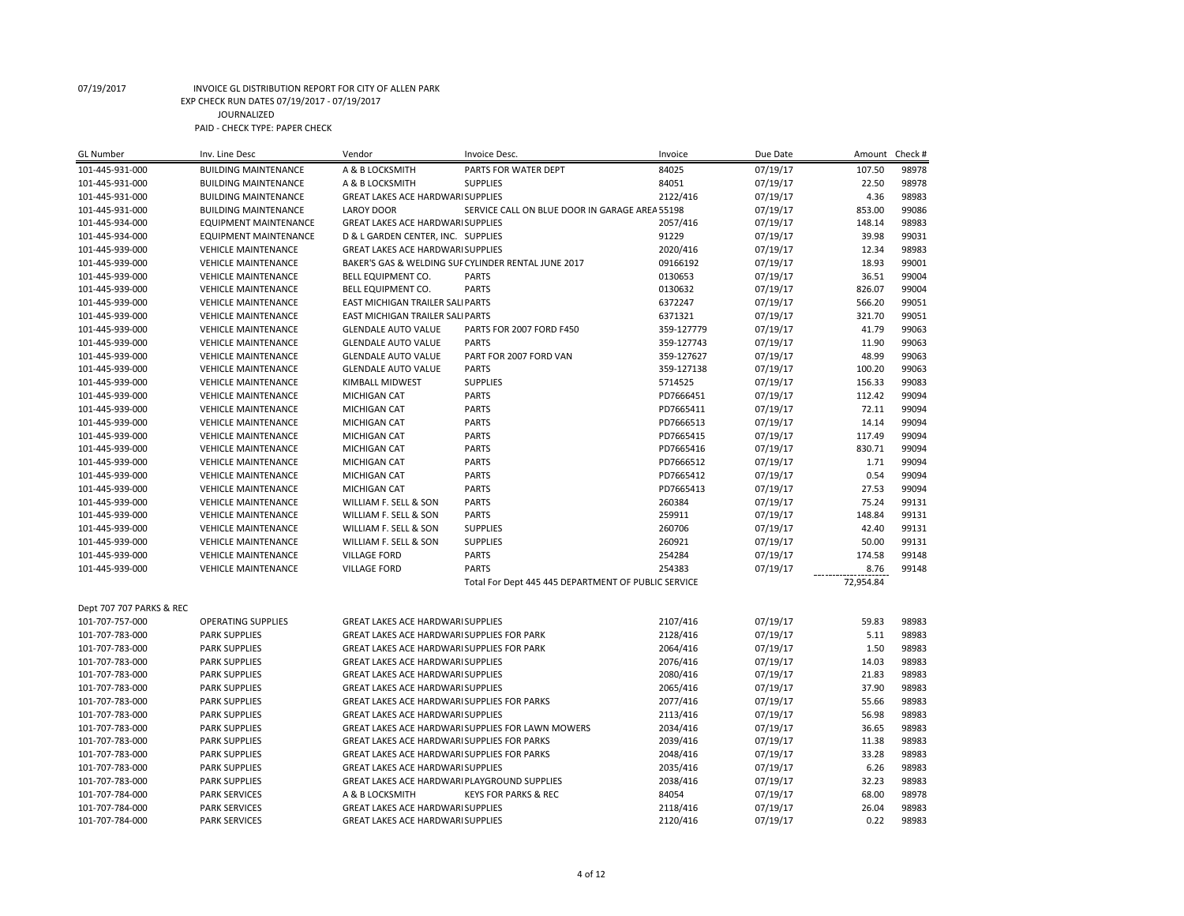07/19/2017 INVOICE GL DISTRIBUTION REPORT FOR CITY OF ALLEN PARK
EXP CHECK RUN DATES 07/19/2017 - 07/19/2017
JOURNALIZED
PAID - CHECK TYPE: PAPER CHECK

| GL Number | Inv. Line Desc | Vendor | Invoice Desc. | Invoice | Due Date | Amount | Check # |
|---|---|---|---|---|---|---|---|
| 101-445-931-000 | BUILDING MAINTENANCE | A & B LOCKSMITH | PARTS FOR WATER DEPT | 84025 | 07/19/17 | 107.50 | 98978 |
| 101-445-931-000 | BUILDING MAINTENANCE | A & B LOCKSMITH | SUPPLIES | 84051 | 07/19/17 | 22.50 | 98978 |
| 101-445-931-000 | BUILDING MAINTENANCE | GREAT LAKES ACE HARDWARI | SUPPLIES | 2122/416 | 07/19/17 | 4.36 | 98983 |
| 101-445-931-000 | BUILDING MAINTENANCE | LAROY DOOR | SERVICE CALL ON BLUE DOOR IN GARAGE AREA | 55198 | 07/19/17 | 853.00 | 99086 |
| 101-445-934-000 | EQUIPMENT MAINTENANCE | GREAT LAKES ACE HARDWARI | SUPPLIES | 2057/416 | 07/19/17 | 148.14 | 98983 |
| 101-445-934-000 | EQUIPMENT MAINTENANCE | D & L GARDEN CENTER, INC. | SUPPLIES | 91229 | 07/19/17 | 39.98 | 99031 |
| 101-445-939-000 | VEHICLE MAINTENANCE | GREAT LAKES ACE HARDWARI | SUPPLIES | 2020/416 | 07/19/17 | 12.34 | 98983 |
| 101-445-939-000 | VEHICLE MAINTENANCE | BAKER'S GAS & WELDING SUF | CYLINDER RENTAL JUNE 2017 | 09166192 | 07/19/17 | 18.93 | 99001 |
| 101-445-939-000 | VEHICLE MAINTENANCE | BELL EQUIPMENT CO. | PARTS | 0130653 | 07/19/17 | 36.51 | 99004 |
| 101-445-939-000 | VEHICLE MAINTENANCE | BELL EQUIPMENT CO. | PARTS | 0130632 | 07/19/17 | 826.07 | 99004 |
| 101-445-939-000 | VEHICLE MAINTENANCE | EAST MICHIGAN TRAILER SALI | PARTS | 6372247 | 07/19/17 | 566.20 | 99051 |
| 101-445-939-000 | VEHICLE MAINTENANCE | EAST MICHIGAN TRAILER SALI | PARTS | 6371321 | 07/19/17 | 321.70 | 99051 |
| 101-445-939-000 | VEHICLE MAINTENANCE | GLENDALE AUTO VALUE | PARTS FOR 2007 FORD F450 | 359-127779 | 07/19/17 | 41.79 | 99063 |
| 101-445-939-000 | VEHICLE MAINTENANCE | GLENDALE AUTO VALUE | PARTS | 359-127743 | 07/19/17 | 11.90 | 99063 |
| 101-445-939-000 | VEHICLE MAINTENANCE | GLENDALE AUTO VALUE | PART FOR 2007 FORD VAN | 359-127627 | 07/19/17 | 48.99 | 99063 |
| 101-445-939-000 | VEHICLE MAINTENANCE | GLENDALE AUTO VALUE | PARTS | 359-127138 | 07/19/17 | 100.20 | 99063 |
| 101-445-939-000 | VEHICLE MAINTENANCE | KIMBALL MIDWEST | SUPPLIES | 5714525 | 07/19/17 | 156.33 | 99083 |
| 101-445-939-000 | VEHICLE MAINTENANCE | MICHIGAN CAT | PARTS | PD7666451 | 07/19/17 | 112.42 | 99094 |
| 101-445-939-000 | VEHICLE MAINTENANCE | MICHIGAN CAT | PARTS | PD7665411 | 07/19/17 | 72.11 | 99094 |
| 101-445-939-000 | VEHICLE MAINTENANCE | MICHIGAN CAT | PARTS | PD7666513 | 07/19/17 | 14.14 | 99094 |
| 101-445-939-000 | VEHICLE MAINTENANCE | MICHIGAN CAT | PARTS | PD7665415 | 07/19/17 | 117.49 | 99094 |
| 101-445-939-000 | VEHICLE MAINTENANCE | MICHIGAN CAT | PARTS | PD7665416 | 07/19/17 | 830.71 | 99094 |
| 101-445-939-000 | VEHICLE MAINTENANCE | MICHIGAN CAT | PARTS | PD7666512 | 07/19/17 | 1.71 | 99094 |
| 101-445-939-000 | VEHICLE MAINTENANCE | MICHIGAN CAT | PARTS | PD7665412 | 07/19/17 | 0.54 | 99094 |
| 101-445-939-000 | VEHICLE MAINTENANCE | MICHIGAN CAT | PARTS | PD7665413 | 07/19/17 | 27.53 | 99094 |
| 101-445-939-000 | VEHICLE MAINTENANCE | WILLIAM F. SELL & SON | PARTS | 260384 | 07/19/17 | 75.24 | 99131 |
| 101-445-939-000 | VEHICLE MAINTENANCE | WILLIAM F. SELL & SON | PARTS | 259911 | 07/19/17 | 148.84 | 99131 |
| 101-445-939-000 | VEHICLE MAINTENANCE | WILLIAM F. SELL & SON | SUPPLIES | 260706 | 07/19/17 | 42.40 | 99131 |
| 101-445-939-000 | VEHICLE MAINTENANCE | WILLIAM F. SELL & SON | SUPPLIES | 260921 | 07/19/17 | 50.00 | 99131 |
| 101-445-939-000 | VEHICLE MAINTENANCE | VILLAGE FORD | PARTS | 254284 | 07/19/17 | 174.58 | 99148 |
| 101-445-939-000 | VEHICLE MAINTENANCE | VILLAGE FORD | PARTS | 254383 | 07/19/17 | 8.76 | 99148 |
| | | | Total For Dept 445 445 DEPARTMENT OF PUBLIC SERVICE | | | 72,954.84 | |
| Dept 707 707 PARKS & REC | | | | | | | |
| 101-707-757-000 | OPERATING SUPPLIES | GREAT LAKES ACE HARDWARI | SUPPLIES | 2107/416 | 07/19/17 | 59.83 | 98983 |
| 101-707-783-000 | PARK SUPPLIES | GREAT LAKES ACE HARDWARI | SUPPLIES FOR PARK | 2128/416 | 07/19/17 | 5.11 | 98983 |
| 101-707-783-000 | PARK SUPPLIES | GREAT LAKES ACE HARDWARI | SUPPLIES FOR PARK | 2064/416 | 07/19/17 | 1.50 | 98983 |
| 101-707-783-000 | PARK SUPPLIES | GREAT LAKES ACE HARDWARI | SUPPLIES | 2076/416 | 07/19/17 | 14.03 | 98983 |
| 101-707-783-000 | PARK SUPPLIES | GREAT LAKES ACE HARDWARI | SUPPLIES | 2080/416 | 07/19/17 | 21.83 | 98983 |
| 101-707-783-000 | PARK SUPPLIES | GREAT LAKES ACE HARDWARI | SUPPLIES | 2065/416 | 07/19/17 | 37.90 | 98983 |
| 101-707-783-000 | PARK SUPPLIES | GREAT LAKES ACE HARDWARI | SUPPLIES FOR PARKS | 2077/416 | 07/19/17 | 55.66 | 98983 |
| 101-707-783-000 | PARK SUPPLIES | GREAT LAKES ACE HARDWARI | SUPPLIES | 2113/416 | 07/19/17 | 56.98 | 98983 |
| 101-707-783-000 | PARK SUPPLIES | GREAT LAKES ACE HARDWARI | SUPPLIES FOR LAWN MOWERS | 2034/416 | 07/19/17 | 36.65 | 98983 |
| 101-707-783-000 | PARK SUPPLIES | GREAT LAKES ACE HARDWARI | SUPPLIES FOR PARKS | 2039/416 | 07/19/17 | 11.38 | 98983 |
| 101-707-783-000 | PARK SUPPLIES | GREAT LAKES ACE HARDWARI | SUPPLIES FOR PARKS | 2048/416 | 07/19/17 | 33.28 | 98983 |
| 101-707-783-000 | PARK SUPPLIES | GREAT LAKES ACE HARDWARI | SUPPLIES | 2035/416 | 07/19/17 | 6.26 | 98983 |
| 101-707-783-000 | PARK SUPPLIES | GREAT LAKES ACE HARDWARI | PLAYGROUND SUPPLIES | 2038/416 | 07/19/17 | 32.23 | 98983 |
| 101-707-784-000 | PARK SERVICES | A & B LOCKSMITH | KEYS FOR PARKS & REC | 84054 | 07/19/17 | 68.00 | 98978 |
| 101-707-784-000 | PARK SERVICES | GREAT LAKES ACE HARDWARI | SUPPLIES | 2118/416 | 07/19/17 | 26.04 | 98983 |
| 101-707-784-000 | PARK SERVICES | GREAT LAKES ACE HARDWARI | SUPPLIES | 2120/416 | 07/19/17 | 0.22 | 98983 |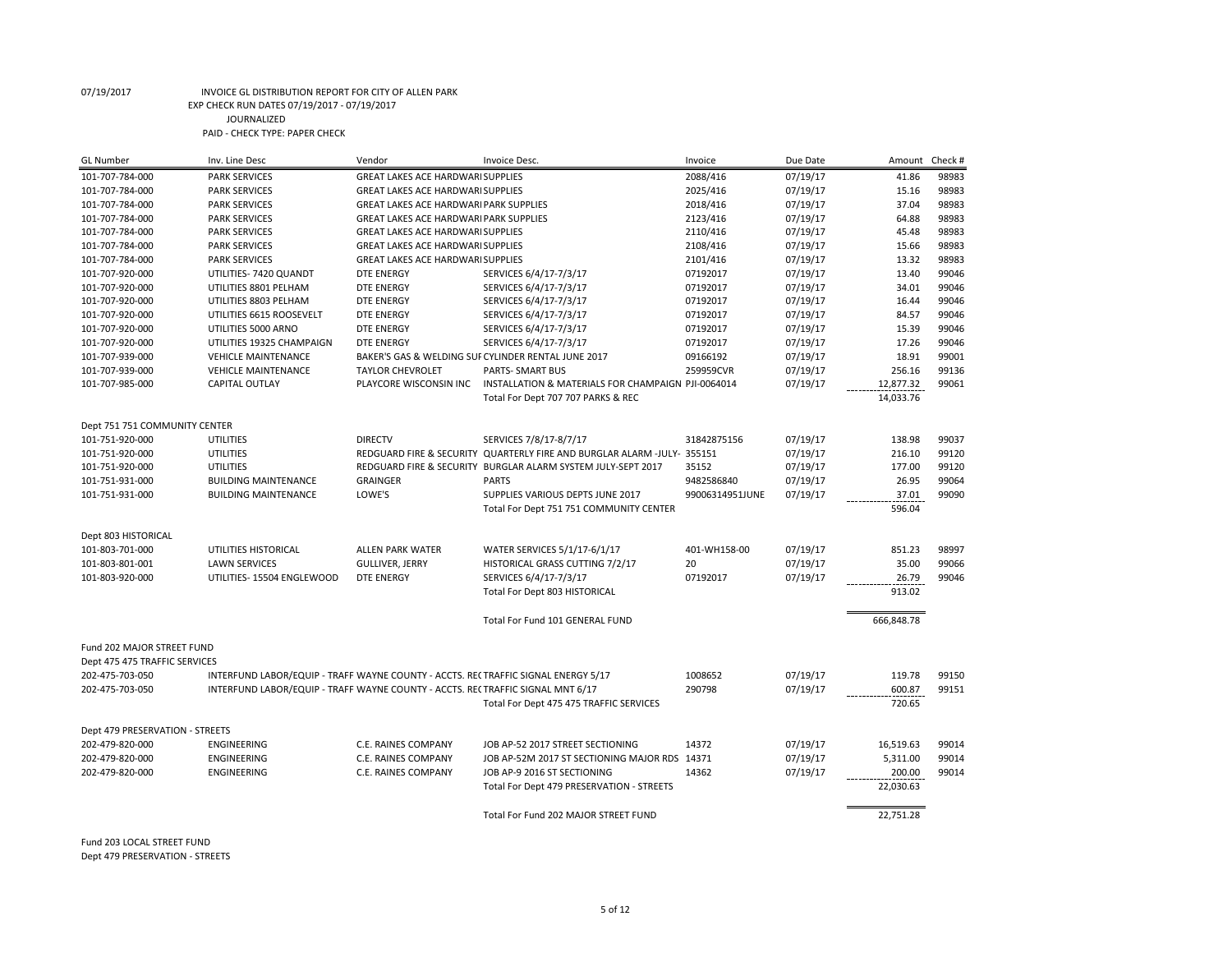07/19/2017 INVOICE GL DISTRIBUTION REPORT FOR CITY OF ALLEN PARK
EXP CHECK RUN DATES 07/19/2017 - 07/19/2017
JOURNALIZED
PAID - CHECK TYPE: PAPER CHECK

| GL Number | Inv. Line Desc | Vendor | Invoice Desc. | Invoice | Due Date | Amount | Check # |
|---|---|---|---|---|---|---|---|
| 101-707-784-000 | PARK SERVICES | GREAT LAKES ACE HARDWARI SUPPLIES | | 2088/416 | 07/19/17 | 41.86 | 98983 |
| 101-707-784-000 | PARK SERVICES | GREAT LAKES ACE HARDWARI SUPPLIES | | 2025/416 | 07/19/17 | 15.16 | 98983 |
| 101-707-784-000 | PARK SERVICES | GREAT LAKES ACE HARDWARI PARK SUPPLIES | | 2018/416 | 07/19/17 | 37.04 | 98983 |
| 101-707-784-000 | PARK SERVICES | GREAT LAKES ACE HARDWARI PARK SUPPLIES | | 2123/416 | 07/19/17 | 64.88 | 98983 |
| 101-707-784-000 | PARK SERVICES | GREAT LAKES ACE HARDWARI SUPPLIES | | 2110/416 | 07/19/17 | 45.48 | 98983 |
| 101-707-784-000 | PARK SERVICES | GREAT LAKES ACE HARDWARI SUPPLIES | | 2108/416 | 07/19/17 | 15.66 | 98983 |
| 101-707-784-000 | PARK SERVICES | GREAT LAKES ACE HARDWARI SUPPLIES | | 2101/416 | 07/19/17 | 13.32 | 98983 |
| 101-707-920-000 | UTILITIES- 7420 QUANDT | DTE ENERGY | SERVICES 6/4/17-7/3/17 | 07192017 | 07/19/17 | 13.40 | 99046 |
| 101-707-920-000 | UTILITIES 8801 PELHAM | DTE ENERGY | SERVICES 6/4/17-7/3/17 | 07192017 | 07/19/17 | 34.01 | 99046 |
| 101-707-920-000 | UTILITIES 8803 PELHAM | DTE ENERGY | SERVICES 6/4/17-7/3/17 | 07192017 | 07/19/17 | 16.44 | 99046 |
| 101-707-920-000 | UTILITIES 6615 ROOSEVELT | DTE ENERGY | SERVICES 6/4/17-7/3/17 | 07192017 | 07/19/17 | 84.57 | 99046 |
| 101-707-920-000 | UTILITIES 5000 ARNO | DTE ENERGY | SERVICES 6/4/17-7/3/17 | 07192017 | 07/19/17 | 15.39 | 99046 |
| 101-707-920-000 | UTILITIES 19325 CHAMPAIGN | DTE ENERGY | SERVICES 6/4/17-7/3/17 | 07192017 | 07/19/17 | 17.26 | 99046 |
| 101-707-939-000 | VEHICLE MAINTENANCE | BAKER'S GAS & WELDING SUF | CYLINDER RENTAL JUNE 2017 | 09166192 | 07/19/17 | 18.91 | 99001 |
| 101-707-939-000 | VEHICLE MAINTENANCE | TAYLOR CHEVROLET | PARTS- SMART BUS | 259959CVR | 07/19/17 | 256.16 | 99136 |
| 101-707-985-000 | CAPITAL OUTLAY | PLAYCORE WISCONSIN INC | INSTALLATION & MATERIALS FOR CHAMPAIGN | PJI-0064014 | 07/19/17 | 12,877.32 | 99061 |
| | | | Total For Dept 707 707 PARKS & REC | | | 14,033.76 | |
| Dept 751 751 COMMUNITY CENTER | | | | | | | |
| 101-751-920-000 | UTILITIES | DIRECTV | SERVICES 7/8/17-8/7/17 | 31842875156 | 07/19/17 | 138.98 | 99037 |
| 101-751-920-000 | UTILITIES | REDGUARD FIRE & SECURITY | QUARTERLY FIRE AND BURGLAR ALARM -JULY- | 355151 | 07/19/17 | 216.10 | 99120 |
| 101-751-920-000 | UTILITIES | REDGUARD FIRE & SECURITY | BURGLAR ALARM SYSTEM JULY-SEPT 2017 | 35152 | 07/19/17 | 177.00 | 99120 |
| 101-751-931-000 | BUILDING MAINTENANCE | GRAINGER | PARTS | 9482586840 | 07/19/17 | 26.95 | 99064 |
| 101-751-931-000 | BUILDING MAINTENANCE | LOWE'S | SUPPLIES VARIOUS DEPTS JUNE 2017 | 99006314951JUNE | 07/19/17 | 37.01 | 99090 |
| | | | Total For Dept 751 751 COMMUNITY CENTER | | | 596.04 | |
| Dept 803 HISTORICAL | | | | | | | |
| 101-803-701-000 | UTILITIES HISTORICAL | ALLEN PARK WATER | WATER SERVICES 5/1/17-6/1/17 | 401-WH158-00 | 07/19/17 | 851.23 | 98997 |
| 101-803-801-001 | LAWN SERVICES | GULLIVER, JERRY | HISTORICAL GRASS CUTTING 7/2/17 | 20 | 07/19/17 | 35.00 | 99066 |
| 101-803-920-000 | UTILITIES- 15504 ENGLEWOOD | DTE ENERGY | SERVICES 6/4/17-7/3/17 | 07192017 | 07/19/17 | 26.79 | 99046 |
| | | | Total For Dept 803 HISTORICAL | | | 913.02 | |
| | | | Total For Fund 101 GENERAL FUND | | | 666,848.78 | |
| Fund 202 MAJOR STREET FUND | | | | | | | |
| Dept 475 475 TRAFFIC SERVICES | | | | | | | |
| 202-475-703-050 | INTERFUND LABOR/EQUIP - TRAFF | WAYNE COUNTY - ACCTS. REC | TRAFFIC SIGNAL ENERGY 5/17 | 1008652 | 07/19/17 | 119.78 | 99150 |
| 202-475-703-050 | INTERFUND LABOR/EQUIP - TRAFF | WAYNE COUNTY - ACCTS. REC | TRAFFIC SIGNAL MNT 6/17 | 290798 | 07/19/17 | 600.87 | 99151 |
| | | | Total For Dept 475 475 TRAFFIC SERVICES | | | 720.65 | |
| Dept 479 PRESERVATION - STREETS | | | | | | | |
| 202-479-820-000 | ENGINEERING | C.E. RAINES COMPANY | JOB AP-52 2017 STREET SECTIONING | 14372 | 07/19/17 | 16,519.63 | 99014 |
| 202-479-820-000 | ENGINEERING | C.E. RAINES COMPANY | JOB AP-52M 2017 ST SECTIONING MAJOR RDS | 14371 | 07/19/17 | 5,311.00 | 99014 |
| 202-479-820-000 | ENGINEERING | C.E. RAINES COMPANY | JOB AP-9 2016 ST SECTIONING | 14362 | 07/19/17 | 200.00 | 99014 |
| | | | Total For Dept 479 PRESERVATION - STREETS | | | 22,030.63 | |
| | | | Total For Fund 202 MAJOR STREET FUND | | | 22,751.28 | |

Fund 203 LOCAL STREET FUND
Dept 479 PRESERVATION - STREETS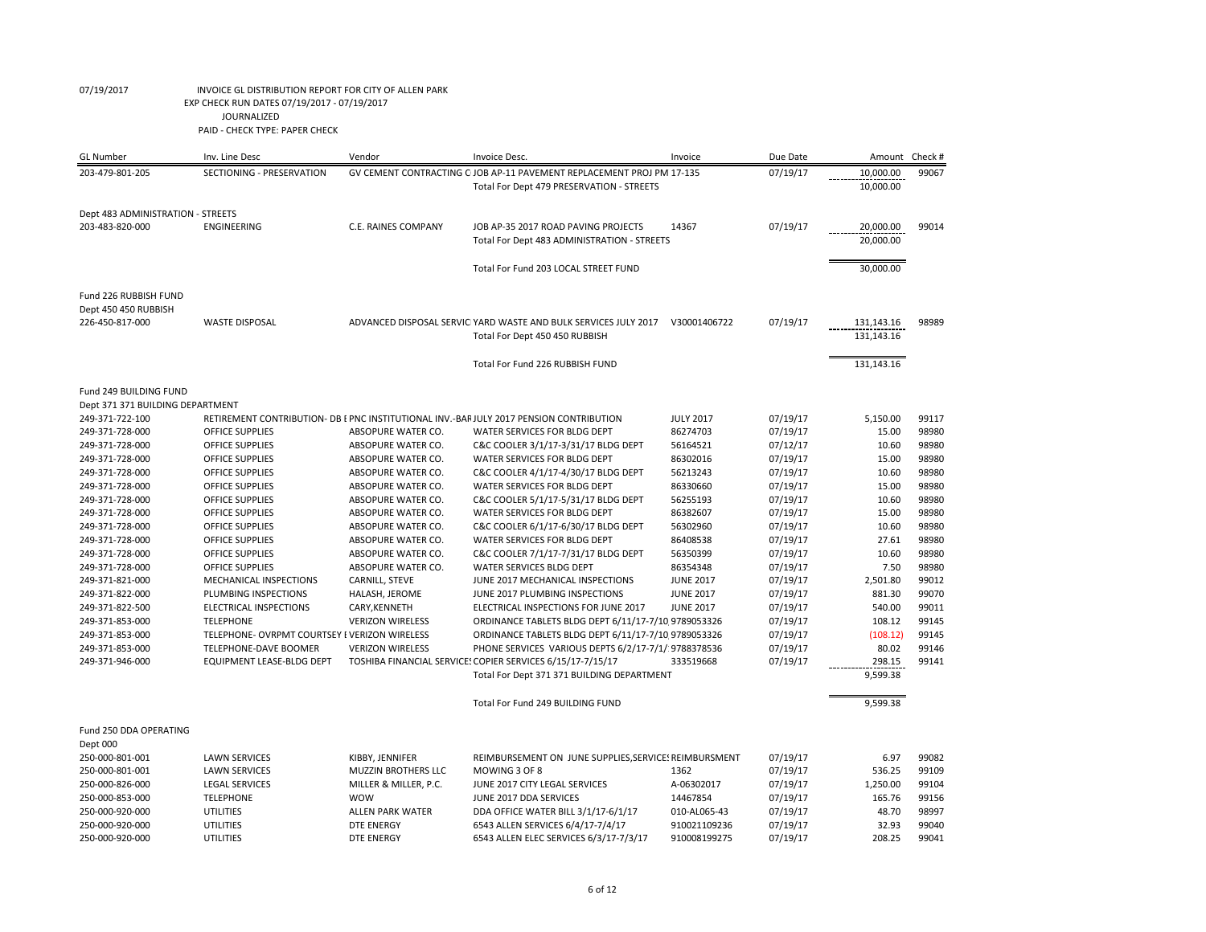07/19/2017 INVOICE GL DISTRIBUTION REPORT FOR CITY OF ALLEN PARK
EXP CHECK RUN DATES 07/19/2017 - 07/19/2017
JOURNALIZED
PAID - CHECK TYPE: PAPER CHECK

| GL Number | Inv. Line Desc | Vendor | Invoice Desc. | Invoice | Due Date | Amount | Check # |
|---|---|---|---|---|---|---|---|
| 203-479-801-205 | SECTIONING - PRESERVATION | GV CEMENT CONTRACTING C | JOB AP-11 PAVEMENT REPLACEMENT PROJ PM | 17-135 | 07/19/17 | 10,000.00 | 99067 |
| | | | Total For Dept 479 PRESERVATION - STREETS | | | 10,000.00 | |
| Dept 483 ADMINISTRATION - STREETS | | | | | | | |
| 203-483-820-000 | ENGINEERING | C.E. RAINES COMPANY | JOB AP-35 2017 ROAD PAVING PROJECTS | 14367 | 07/19/17 | 20,000.00 | 99014 |
| | | | Total For Dept 483 ADMINISTRATION - STREETS | | | 20,000.00 | |
| | | | Total For Fund 203 LOCAL STREET FUND | | | 30,000.00 | |
| Fund 226 RUBBISH FUND | | | | | | | |
| Dept 450 450 RUBBISH | | | | | | | |
| 226-450-817-000 | WASTE DISPOSAL | ADVANCED DISPOSAL SERVIC | YARD WASTE AND BULK SERVICES JULY 2017 | V30001406722 | 07/19/17 | 131,143.16 | 98989 |
| | | | Total For Dept 450 450 RUBBISH | | | 131,143.16 | |
| | | | Total For Fund 226 RUBBISH FUND | | | 131,143.16 | |
| Fund 249 BUILDING FUND | | | | | | | |
| Dept 371 371 BUILDING DEPARTMENT | | | | | | | |
| 249-371-722-100 | RETIREMENT CONTRIBUTION- DB E | PNC INSTITUTIONAL INV.-BAR | JULY 2017 PENSION CONTRIBUTION | JULY 2017 | 07/19/17 | 5,150.00 | 99117 |
| 249-371-728-000 | OFFICE SUPPLIES | ABSOPURE WATER CO. | WATER SERVICES FOR BLDG DEPT | 86274703 | 07/19/17 | 15.00 | 98980 |
| 249-371-728-000 | OFFICE SUPPLIES | ABSOPURE WATER CO. | C&C COOLER 3/1/17-3/31/17 BLDG DEPT | 56164521 | 07/12/17 | 10.60 | 98980 |
| 249-371-728-000 | OFFICE SUPPLIES | ABSOPURE WATER CO. | WATER SERVICES FOR BLDG DEPT | 86302016 | 07/19/17 | 15.00 | 98980 |
| 249-371-728-000 | OFFICE SUPPLIES | ABSOPURE WATER CO. | C&C COOLER 4/1/17-4/30/17 BLDG DEPT | 56213243 | 07/19/17 | 10.60 | 98980 |
| 249-371-728-000 | OFFICE SUPPLIES | ABSOPURE WATER CO. | WATER SERVICES FOR BLDG DEPT | 86330660 | 07/19/17 | 15.00 | 98980 |
| 249-371-728-000 | OFFICE SUPPLIES | ABSOPURE WATER CO. | C&C COOLER 5/1/17-5/31/17 BLDG DEPT | 56255193 | 07/19/17 | 10.60 | 98980 |
| 249-371-728-000 | OFFICE SUPPLIES | ABSOPURE WATER CO. | WATER SERVICES FOR BLDG DEPT | 86382607 | 07/19/17 | 15.00 | 98980 |
| 249-371-728-000 | OFFICE SUPPLIES | ABSOPURE WATER CO. | C&C COOLER 6/1/17-6/30/17 BLDG DEPT | 56302960 | 07/19/17 | 10.60 | 98980 |
| 249-371-728-000 | OFFICE SUPPLIES | ABSOPURE WATER CO. | WATER SERVICES FOR BLDG DEPT | 86408538 | 07/19/17 | 27.61 | 98980 |
| 249-371-728-000 | OFFICE SUPPLIES | ABSOPURE WATER CO. | C&C COOLER 7/1/17-7/31/17 BLDG DEPT | 56350399 | 07/19/17 | 10.60 | 98980 |
| 249-371-728-000 | OFFICE SUPPLIES | ABSOPURE WATER CO. | WATER SERVICES BLDG DEPT | 86354348 | 07/19/17 | 7.50 | 98980 |
| 249-371-821-000 | MECHANICAL INSPECTIONS | CARNILL, STEVE | JUNE 2017 MECHANICAL INSPECTIONS | JUNE 2017 | 07/19/17 | 2,501.80 | 99012 |
| 249-371-822-000 | PLUMBING INSPECTIONS | HALASH, JEROME | JUNE 2017 PLUMBING INSPECTIONS | JUNE 2017 | 07/19/17 | 881.30 | 99070 |
| 249-371-822-500 | ELECTRICAL INSPECTIONS | CARY,KENNETH | ELECTRICAL INSPECTIONS FOR JUNE 2017 | JUNE 2017 | 07/19/17 | 540.00 | 99011 |
| 249-371-853-000 | TELEPHONE | VERIZON WIRELESS | ORDINANCE TABLETS BLDG DEPT 6/11/17-7/10 | 9789053326 | 07/19/17 | 108.12 | 99145 |
| 249-371-853-000 | TELEPHONE- OVRPMT COURTSEY I | VERIZON WIRELESS | ORDINANCE TABLETS BLDG DEPT 6/11/17-7/10 | 9789053326 | 07/19/17 | (108.12) | 99145 |
| 249-371-853-000 | TELEPHONE-DAVE BOOMER | VERIZON WIRELESS | PHONE SERVICES VARIOUS DEPTS 6/2/17-7/1/ | 9788378536 | 07/19/17 | 80.02 | 99146 |
| 249-371-946-000 | EQUIPMENT LEASE-BLDG DEPT | TOSHIBA FINANCIAL SERVICE | COPIER SERVICES 6/15/17-7/15/17 | 333519668 | 07/19/17 | 298.15 | 99141 |
| | | | Total For Dept 371 371 BUILDING DEPARTMENT | | | 9,599.38 | |
| | | | Total For Fund 249 BUILDING FUND | | | 9,599.38 | |
| Fund 250 DDA OPERATING | | | | | | | |
| Dept 000 | | | | | | | |
| 250-000-801-001 | LAWN SERVICES | KIBBY, JENNIFER | REIMBURSEMENT ON JUNE SUPPLIES,SERVICES | REIMBURSMENT | 07/19/17 | 6.97 | 99082 |
| 250-000-801-001 | LAWN SERVICES | MUZZIN BROTHERS LLC | MOWING 3 OF 8 | 1362 | 07/19/17 | 536.25 | 99109 |
| 250-000-826-000 | LEGAL SERVICES | MILLER & MILLER, P.C. | JUNE 2017 CITY LEGAL SERVICES | A-06302017 | 07/19/17 | 1,250.00 | 99104 |
| 250-000-853-000 | TELEPHONE | WOW | JUNE 2017 DDA SERVICES | 14467854 | 07/19/17 | 165.76 | 99156 |
| 250-000-920-000 | UTILITIES | ALLEN PARK WATER | DDA OFFICE WATER BILL 3/1/17-6/1/17 | 010-AL065-43 | 07/19/17 | 48.70 | 98997 |
| 250-000-920-000 | UTILITIES | DTE ENERGY | 6543 ALLEN SERVICES 6/4/17-7/4/17 | 910021109236 | 07/19/17 | 32.93 | 99040 |
| 250-000-920-000 | UTILITIES | DTE ENERGY | 6543 ALLEN ELEC SERVICES 6/3/17-7/3/17 | 910008199275 | 07/19/17 | 208.25 | 99041 |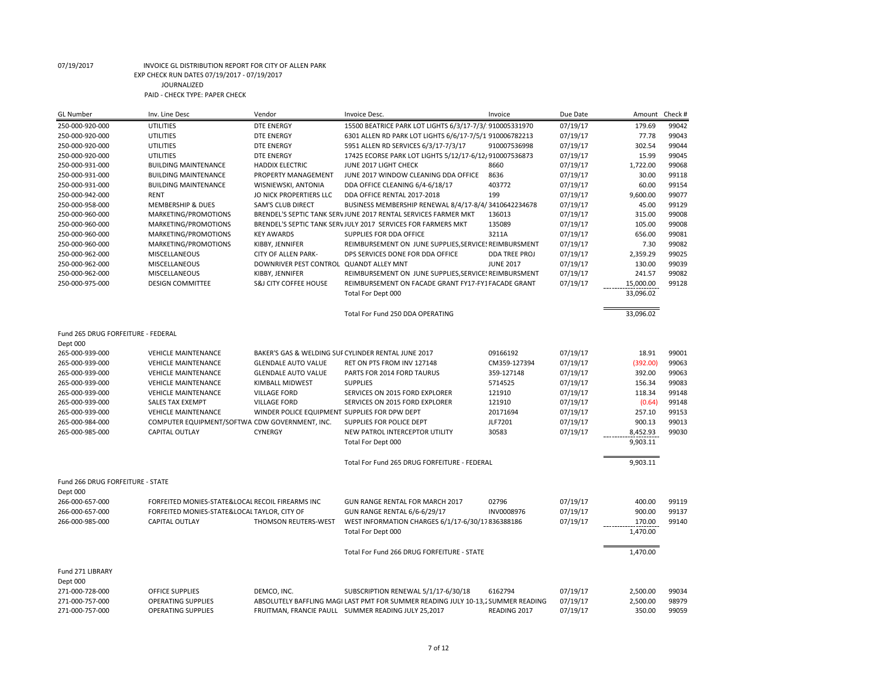07/19/2017 INVOICE GL DISTRIBUTION REPORT FOR CITY OF ALLEN PARK
EXP CHECK RUN DATES 07/19/2017 - 07/19/2017
JOURNALIZED
PAID - CHECK TYPE: PAPER CHECK

| GL Number | Inv. Line Desc | Vendor | Invoice Desc. | Invoice | Due Date | Amount | Check # |
|---|---|---|---|---|---|---|---|
| 250-000-920-000 | UTILITIES | DTE ENERGY | 15500 BEATRICE PARK LOT LIGHTS 6/3/17-7/3/ | 910005331970 | 07/19/17 | 179.69 | 99042 |
| 250-000-920-000 | UTILITIES | DTE ENERGY | 6301 ALLEN RD PARK LOT LIGHTS 6/6/17-7/5/1 | 910006782213 | 07/19/17 | 77.78 | 99043 |
| 250-000-920-000 | UTILITIES | DTE ENERGY | 5951 ALLEN RD SERVICES 6/3/17-7/3/17 | 910007536998 | 07/19/17 | 302.54 | 99044 |
| 250-000-920-000 | UTILITIES | DTE ENERGY | 17425 ECORSE PARK LOT LIGHTS 5/12/17-6/12/ | 910007536873 | 07/19/17 | 15.99 | 99045 |
| 250-000-931-000 | BUILDING MAINTENANCE | HADDIX ELECTRIC | JUNE 2017 LIGHT CHECK | 8660 | 07/19/17 | 1,722.00 | 99068 |
| 250-000-931-000 | BUILDING MAINTENANCE | PROPERTY MANAGEMENT | JUNE 2017 WINDOW CLEANING DDA OFFICE | 8636 | 07/19/17 | 30.00 | 99118 |
| 250-000-931-000 | BUILDING MAINTENANCE | WISNIEWSKI, ANTONIA | DDA OFFICE CLEANING 6/4-6/18/17 | 403772 | 07/19/17 | 60.00 | 99154 |
| 250-000-942-000 | RENT | JO NICK PROPERTIERS LLC | DDA OFFICE RENTAL 2017-2018 | 199 | 07/19/17 | 9,600.00 | 99077 |
| 250-000-958-000 | MEMBERSHIP & DUES | SAM'S CLUB DIRECT | BUSINESS MEMBERSHIP RENEWAL 8/4/17-8/4/ | 3410642234678 | 07/19/17 | 45.00 | 99129 |
| 250-000-960-000 | MARKETING/PROMOTIONS | BRENDEL'S SEPTIC TANK SERV | JUNE 2017 RENTAL SERVICES FARMER MKT | 136013 | 07/19/17 | 315.00 | 99008 |
| 250-000-960-000 | MARKETING/PROMOTIONS | BRENDEL'S SEPTIC TANK SERV | JULY 2017 SERVICES FOR FARMERS MKT | 135089 | 07/19/17 | 105.00 | 99008 |
| 250-000-960-000 | MARKETING/PROMOTIONS | KEY AWARDS | SUPPLIES FOR DDA OFFICE | 3211A | 07/19/17 | 656.00 | 99081 |
| 250-000-960-000 | MARKETING/PROMOTIONS | KIBBY, JENNIFER | REIMBURSEMENT ON JUNE SUPPLIES,SERVICES | REIMBURSMENT | 07/19/17 | 7.30 | 99082 |
| 250-000-962-000 | MISCELLANEOUS | CITY OF ALLEN PARK- | DPS SERVICES DONE FOR DDA OFFICE | DDA TREE PROJ | 07/19/17 | 2,359.29 | 99025 |
| 250-000-962-000 | MISCELLANEOUS | DOWNRIVER PEST CONTROL | QUANDT ALLEY MNT | JUNE 2017 | 07/19/17 | 130.00 | 99039 |
| 250-000-962-000 | MISCELLANEOUS | KIBBY, JENNIFER | REIMBURSEMENT ON JUNE SUPPLIES,SERVICES | REIMBURSMENT | 07/19/17 | 241.57 | 99082 |
| 250-000-975-000 | DESIGN COMMITTEE | S&J CITY COFFEE HOUSE | REIMBURSEMENT ON FACADE GRANT FY17-FY1 | FACADE GRANT | 07/19/17 | 15,000.00 | 99128 |
| | | | Total For Dept 000 | | | 33,096.02 | |
| | | | Total For Fund 250 DDA OPERATING | | | 33,096.02 | |

Fund 265 DRUG FORFEITURE - FEDERAL
Dept 000

| GL Number | Inv. Line Desc | Vendor | Invoice Desc. | Invoice | Due Date | Amount | Check # |
|---|---|---|---|---|---|---|---|
| 265-000-939-000 | VEHICLE MAINTENANCE | BAKER'S GAS & WELDING SUI | CYLINDER RENTAL JUNE 2017 | 09166192 | 07/19/17 | 18.91 | 99001 |
| 265-000-939-000 | VEHICLE MAINTENANCE | GLENDALE AUTO VALUE | RET ON PTS FROM INV 127148 | CM359-127394 | 07/19/17 | (392.00) | 99063 |
| 265-000-939-000 | VEHICLE MAINTENANCE | GLENDALE AUTO VALUE | PARTS FOR 2014 FORD TAURUS | 359-127148 | 07/19/17 | 392.00 | 99063 |
| 265-000-939-000 | VEHICLE MAINTENANCE | KIMBALL MIDWEST | SUPPLIES | 5714525 | 07/19/17 | 156.34 | 99083 |
| 265-000-939-000 | VEHICLE MAINTENANCE | VILLAGE FORD | SERVICES ON 2015 FORD EXPLORER | 121910 | 07/19/17 | 118.34 | 99148 |
| 265-000-939-000 | SALES TAX EXEMPT | VILLAGE FORD | SERVICES ON 2015 FORD EXPLORER | 121910 | 07/19/17 | (0.64) | 99148 |
| 265-000-939-000 | VEHICLE MAINTENANCE | WINDER POLICE EQUIPMENT | SUPPLIES FOR DPW DEPT | 20171694 | 07/19/17 | 257.10 | 99153 |
| 265-000-984-000 | COMPUTER EQUIPMENT/SOFTWA | CDW GOVERNMENT, INC. | SUPPLIES FOR POLICE DEPT | JLF7201 | 07/19/17 | 900.13 | 99013 |
| 265-000-985-000 | CAPITAL OUTLAY | CYNERGY | NEW PATROL INTERCEPTOR UTILITY | 30583 | 07/19/17 | 8,452.93 | 99030 |
| | | | Total For Dept 000 | | | 9,903.11 | |
| | | | Total For Fund 265 DRUG FORFEITURE - FEDERAL | | | 9,903.11 | |

Fund 266 DRUG FORFEITURE - STATE
Dept 000

| GL Number | Inv. Line Desc | Vendor | Invoice Desc. | Invoice | Due Date | Amount | Check # |
|---|---|---|---|---|---|---|---|
| 266-000-657-000 | FORFEITED MONIES-STATE&LOCAL | RECOIL FIREARMS INC | GUN RANGE RENTAL FOR MARCH 2017 | 02796 | 07/19/17 | 400.00 | 99119 |
| 266-000-657-000 | FORFEITED MONIES-STATE&LOCAL | TAYLOR, CITY OF | GUN RANGE RENTAL 6/6-6/29/17 | INV0008976 | 07/19/17 | 900.00 | 99137 |
| 266-000-985-000 | CAPITAL OUTLAY | THOMSON REUTERS-WEST | WEST INFORMATION CHARGES 6/1/17-6/30/17 | 836388186 | 07/19/17 | 170.00 | 99140 |
| | | | Total For Dept 000 | | | 1,470.00 | |
| | | | Total For Fund 266 DRUG FORFEITURE - STATE | | | 1,470.00 | |

Fund 271 LIBRARY
Dept 000

| GL Number | Inv. Line Desc | Vendor | Invoice Desc. | Invoice | Due Date | Amount | Check # |
|---|---|---|---|---|---|---|---|
| 271-000-728-000 | OFFICE SUPPLIES | DEMCO, INC. | SUBSCRIPTION RENEWAL 5/1/17-6/30/18 | 6162794 | 07/19/17 | 2,500.00 | 99034 |
| 271-000-757-000 | OPERATING SUPPLIES | ABSOLUTELY BAFFLING MAGI | LAST PMT FOR SUMMER READING JULY 10-13,2 | SUMMER READING | 07/19/17 | 2,500.00 | 98979 |
| 271-000-757-000 | OPERATING SUPPLIES | FRUITMAN, FRANCIE PAULL | SUMMER READING JULY 25,2017 | READING 2017 | 07/19/17 | 350.00 | 99059 |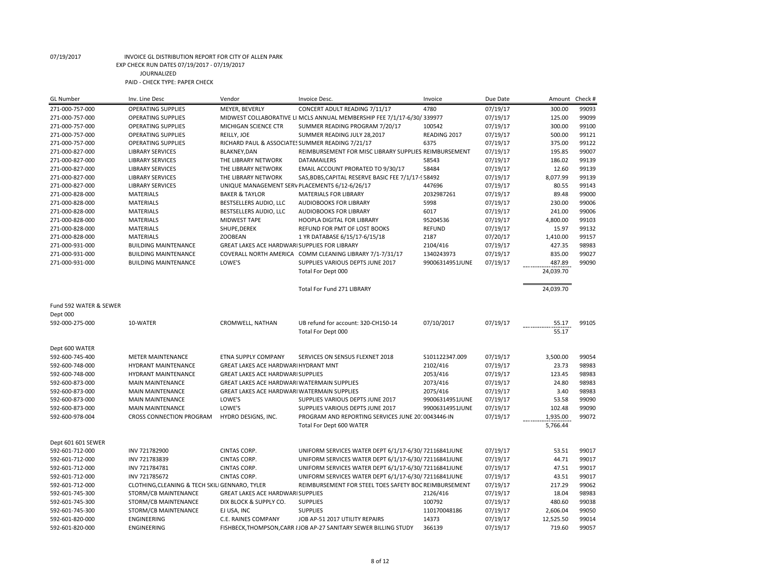07/19/2017 INVOICE GL DISTRIBUTION REPORT FOR CITY OF ALLEN PARK
EXP CHECK RUN DATES 07/19/2017 - 07/19/2017
JOURNALIZED
PAID - CHECK TYPE: PAPER CHECK

| GL Number | Inv. Line Desc | Vendor | Invoice Desc. | Invoice | Due Date | Amount | Check # |
|---|---|---|---|---|---|---|---|
| 271-000-757-000 | OPERATING SUPPLIES | MEYER, BEVERLY | CONCERT ADULT READING 7/11/17 | 4780 | 07/19/17 | 300.00 | 99093 |
| 271-000-757-000 | OPERATING SUPPLIES | MIDWEST COLLABORATIVE LI | MCLS ANNUAL MEMBERSHIP FEE 7/1/17-6/30/ | 339977 | 07/19/17 | 125.00 | 99099 |
| 271-000-757-000 | OPERATING SUPPLIES | MICHIGAN SCIENCE CTR | SUMMER READING PROGRAM 7/20/17 | 100542 | 07/19/17 | 300.00 | 99100 |
| 271-000-757-000 | OPERATING SUPPLIES | REILLY, JOE | SUMMER READING JULY 28,2017 | READING 2017 | 07/19/17 | 500.00 | 99121 |
| 271-000-757-000 | OPERATING SUPPLIES | RICHARD PAUL & ASSOCIATES | SUMMER READING 7/21/17 | 6375 | 07/19/17 | 375.00 | 99122 |
| 271-000-827-000 | LIBRARY SERVICES | BLAKNEY,DAN | REIMBURSEMENT FOR MISC LIBRARY SUPPLIES | REIMBURSEMENT | 07/19/17 | 195.85 | 99007 |
| 271-000-827-000 | LIBRARY SERVICES | THE LIBRARY NETWORK | DATAMAILERS | 58543 | 07/19/17 | 186.02 | 99139 |
| 271-000-827-000 | LIBRARY SERVICES | THE LIBRARY NETWORK | EMAIL ACCOUNT PRORATED TO 9/30/17 | 58484 | 07/19/17 | 12.60 | 99139 |
| 271-000-827-000 | LIBRARY SERVICES | THE LIBRARY NETWORK | SAS,BDBS,CAPITAL RESERVE BASIC FEE 7/1/17-9 | 58492 | 07/19/17 | 8,077.99 | 99139 |
| 271-000-827-000 | LIBRARY SERVICES | UNIQUE MANAGEMENT SERV | PLACEMENTS 6/12-6/26/17 | 447696 | 07/19/17 | 80.55 | 99143 |
| 271-000-828-000 | MATERIALS | BAKER & TAYLOR | MATERIALS FOR LIBRARY | 2032987261 | 07/19/17 | 89.48 | 99000 |
| 271-000-828-000 | MATERIALS | BESTSELLERS AUDIO, LLC | AUDIOBOOKS FOR LIBRARY | 5998 | 07/19/17 | 230.00 | 99006 |
| 271-000-828-000 | MATERIALS | BESTSELLERS AUDIO, LLC | AUDIOBOOKS FOR LIBRARY | 6017 | 07/19/17 | 241.00 | 99006 |
| 271-000-828-000 | MATERIALS | MIDWEST TAPE | HOOPLA DIGITAL FOR LIBRARY | 95204536 | 07/19/17 | 4,800.00 | 99103 |
| 271-000-828-000 | MATERIALS | SHUPE,DEREK | REFUND FOR PMT OF LOST BOOKS | REFUND | 07/19/17 | 15.97 | 99132 |
| 271-000-828-000 | MATERIALS | ZOOBEAN | 1 YR DATABASE 6/15/17-6/15/18 | 2187 | 07/20/17 | 1,410.00 | 99157 |
| 271-000-931-000 | BUILDING MAINTENANCE | GREAT LAKES ACE HARDWARE | SUPPLIES FOR LIBRARY | 2104/416 | 07/19/17 | 427.35 | 98983 |
| 271-000-931-000 | BUILDING MAINTENANCE | COVERALL NORTH AMERICA | COMM CLEANING LIBRARY 7/1-7/31/17 | 1340243973 | 07/19/17 | 835.00 | 99027 |
| 271-000-931-000 | BUILDING MAINTENANCE | LOWE'S | SUPPLIES VARIOUS DEPTS JUNE 2017 | 99006314951JUNE | 07/19/17 | 487.89 | 99090 |
| | | | Total For Dept 000 | | | 24,039.70 | |
| | | | Total For Fund 271 LIBRARY | | | 24,039.70 | |
| Fund 592 WATER & SEWER | | | | | | | |
| Dept 000 | | | | | | | |
| 592-000-275-000 | 10-WATER | CROMWELL, NATHAN | UB refund for account: 320-CH150-14 | 07/10/2017 | 07/19/17 | 55.17 | 99105 |
| | | | Total For Dept 000 | | | 55.17 | |
| Dept 600 WATER | | | | | | | |
| 592-600-745-400 | METER MAINTENANCE | ETNA SUPPLY COMPANY | SERVICES ON SENSUS FLEXNET 2018 | S101122347.009 | 07/19/17 | 3,500.00 | 99054 |
| 592-600-748-000 | HYDRANT MAINTENANCE | GREAT LAKES ACE HARDWARE | HYDRANT MNT | 2102/416 | 07/19/17 | 23.73 | 98983 |
| 592-600-748-000 | HYDRANT MAINTENANCE | GREAT LAKES ACE HARDWARE | SUPPLIES | 2053/416 | 07/19/17 | 123.45 | 98983 |
| 592-600-873-000 | MAIN MAINTENANCE | GREAT LAKES ACE HARDWARE | WATERMAIN SUPPLIES | 2073/416 | 07/19/17 | 24.80 | 98983 |
| 592-600-873-000 | MAIN MAINTENANCE | GREAT LAKES ACE HARDWARE | WATERMAIN SUPPLIES | 2075/416 | 07/19/17 | 3.40 | 98983 |
| 592-600-873-000 | MAIN MAINTENANCE | LOWE'S | SUPPLIES VARIOUS DEPTS JUNE 2017 | 99006314951JUNE | 07/19/17 | 53.58 | 99090 |
| 592-600-873-000 | MAIN MAINTENANCE | LOWE'S | SUPPLIES VARIOUS DEPTS JUNE 2017 | 99006314951JUNE | 07/19/17 | 102.48 | 99090 |
| 592-600-978-004 | CROSS CONNECTION PROGRAM | HYDRO DESIGNS, INC. | PROGRAM AND REPORTING SERVICES JUNE 20: | 0043446-IN | 07/19/17 | 1,935.00 | 99072 |
| | | | Total For Dept 600 WATER | | | 5,766.44 | |
| Dept 601 601 SEWER | | | | | | | |
| 592-601-712-000 | INV 721782900 | CINTAS CORP. | UNIFORM SERVICES WATER DEPT 6/1/17-6/30/ | 72116841JUNE | 07/19/17 | 53.51 | 99017 |
| 592-601-712-000 | INV 721783839 | CINTAS CORP. | UNIFORM SERVICES WATER DEPT 6/1/17-6/30/ | 72116841JUNE | 07/19/17 | 44.71 | 99017 |
| 592-601-712-000 | INV 721784781 | CINTAS CORP. | UNIFORM SERVICES WATER DEPT 6/1/17-6/30/ | 72116841JUNE | 07/19/17 | 47.51 | 99017 |
| 592-601-712-000 | INV 721785672 | CINTAS CORP. | UNIFORM SERVICES WATER DEPT 6/1/17-6/30/ | 72116841JUNE | 07/19/17 | 43.51 | 99017 |
| 592-601-712-000 | CLOTHING,CLEANING & TECH SKILL | GENNARO, TYLER | REIMBURSEMENT FOR STEEL TOES SAFETY BOO | REIMBURSEMENT | 07/19/17 | 217.29 | 99062 |
| 592-601-745-300 | STORM/CB MAINTENANCE | GREAT LAKES ACE HARDWARE | SUPPLIES | 2126/416 | 07/19/17 | 18.04 | 98983 |
| 592-601-745-300 | STORM/CB MAINTENANCE | DIX BLOCK & SUPPLY CO. | SUPPLIES | 100792 | 07/19/17 | 480.60 | 99038 |
| 592-601-745-300 | STORM/CB MAINTENANCE | EJ USA, INC | SUPPLIES | 110170048186 | 07/19/17 | 2,606.04 | 99050 |
| 592-601-820-000 | ENGINEERING | C.E. RAINES COMPANY | JOB AP-51 2017 UTILITY REPAIRS | 14373 | 07/19/17 | 12,525.50 | 99014 |
| 592-601-820-000 | ENGINEERING | FISHBECK,THOMPSON,CARR & | JOB AP-27 SANITARY SEWER BILLING STUDY | 366139 | 07/19/17 | 719.60 | 99057 |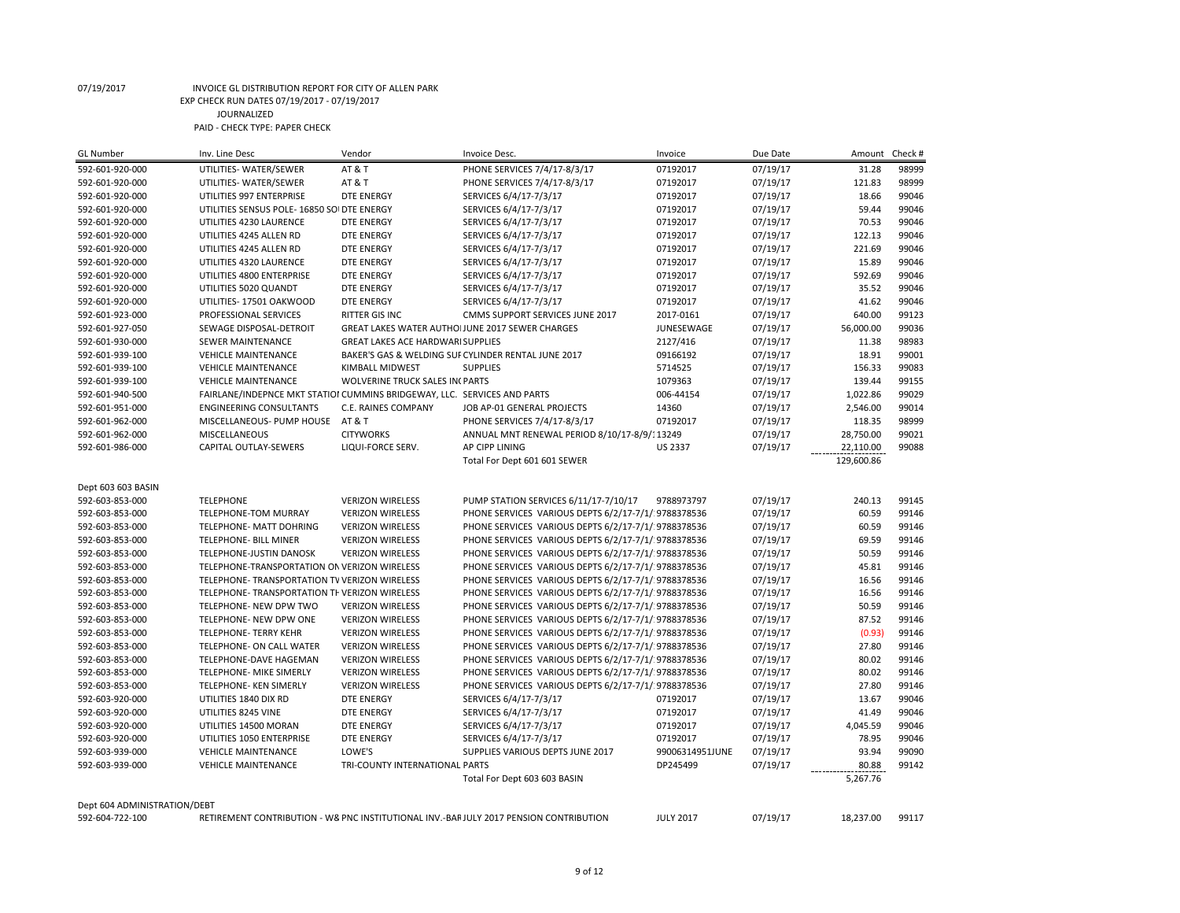07/19/2017 INVOICE GL DISTRIBUTION REPORT FOR CITY OF ALLEN PARK

EXP CHECK RUN DATES 07/19/2017 - 07/19/2017

JOURNALIZED

PAID - CHECK TYPE: PAPER CHECK

| GL Number | Inv. Line Desc | Vendor | Invoice Desc. | Invoice | Due Date | Amount | Check # |
|---|---|---|---|---|---|---|---|
| 592-601-920-000 | UTILITIES- WATER/SEWER | AT & T | PHONE SERVICES 7/4/17-8/3/17 | 07192017 | 07/19/17 | 31.28 | 98999 |
| 592-601-920-000 | UTILITIES- WATER/SEWER | AT & T | PHONE SERVICES 7/4/17-8/3/17 | 07192017 | 07/19/17 | 121.83 | 98999 |
| 592-601-920-000 | UTILITIES 997 ENTERPRISE | DTE ENERGY | SERVICES 6/4/17-7/3/17 | 07192017 | 07/19/17 | 18.66 | 99046 |
| 592-601-920-000 | UTILITIES SENSUS POLE- 16850 SO | DTE ENERGY | SERVICES 6/4/17-7/3/17 | 07192017 | 07/19/17 | 59.44 | 99046 |
| 592-601-920-000 | UTILITIES 4230 LAURENCE | DTE ENERGY | SERVICES 6/4/17-7/3/17 | 07192017 | 07/19/17 | 70.53 | 99046 |
| 592-601-920-000 | UTILITIES 4245 ALLEN RD | DTE ENERGY | SERVICES 6/4/17-7/3/17 | 07192017 | 07/19/17 | 122.13 | 99046 |
| 592-601-920-000 | UTILITIES 4245 ALLEN RD | DTE ENERGY | SERVICES 6/4/17-7/3/17 | 07192017 | 07/19/17 | 221.69 | 99046 |
| 592-601-920-000 | UTILITIES 4320 LAURENCE | DTE ENERGY | SERVICES 6/4/17-7/3/17 | 07192017 | 07/19/17 | 15.89 | 99046 |
| 592-601-920-000 | UTILITIES 4800 ENTERPRISE | DTE ENERGY | SERVICES 6/4/17-7/3/17 | 07192017 | 07/19/17 | 592.69 | 99046 |
| 592-601-920-000 | UTILITIES 5020 QUANDT | DTE ENERGY | SERVICES 6/4/17-7/3/17 | 07192017 | 07/19/17 | 35.52 | 99046 |
| 592-601-920-000 | UTILITIES- 17501 OAKWOOD | DTE ENERGY | SERVICES 6/4/17-7/3/17 | 07192017 | 07/19/17 | 41.62 | 99046 |
| 592-601-923-000 | PROFESSIONAL SERVICES | RITTER GIS INC | CMMS SUPPORT SERVICES JUNE 2017 | 2017-0161 | 07/19/17 | 640.00 | 99123 |
| 592-601-927-050 | SEWAGE DISPOSAL-DETROIT | GREAT LAKES WATER AUTHO | JUNE 2017 SEWER CHARGES | JUNESEWAGE | 07/19/17 | 56,000.00 | 99036 |
| 592-601-930-000 | SEWER MAINTENANCE | GREAT LAKES ACE HARDWARE | SUPPLIES | 2127/416 | 07/19/17 | 11.38 | 98983 |
| 592-601-939-100 | VEHICLE MAINTENANCE | BAKER'S GAS & WELDING SUF | CYLINDER RENTAL JUNE 2017 | 09166192 | 07/19/17 | 18.91 | 99001 |
| 592-601-939-100 | VEHICLE MAINTENANCE | KIMBALL MIDWEST | SUPPLIES | 5714525 | 07/19/17 | 156.33 | 99083 |
| 592-601-939-100 | VEHICLE MAINTENANCE | WOLVERINE TRUCK SALES INC | PARTS | 1079363 | 07/19/17 | 139.44 | 99155 |
| 592-601-940-500 | FAIRLANE/INDEPNCE MKT STATIO | CUMMINS BRIDGEWAY, LLC. | SERVICES AND PARTS | 006-44154 | 07/19/17 | 1,022.86 | 99029 |
| 592-601-951-000 | ENGINEERING CONSULTANTS | C.E. RAINES COMPANY | JOB AP-01 GENERAL PROJECTS | 14360 | 07/19/17 | 2,546.00 | 99014 |
| 592-601-962-000 | MISCELLANEOUS- PUMP HOUSE | AT & T | PHONE SERVICES 7/4/17-8/3/17 | 07192017 | 07/19/17 | 118.35 | 98999 |
| 592-601-962-000 | MISCELLANEOUS | CITYWORKS | ANNUAL MNT RENEWAL PERIOD 8/10/17-8/9/1 | 13249 | 07/19/17 | 28,750.00 | 99021 |
| 592-601-986-000 | CAPITAL OUTLAY-SEWERS | LIQUI-FORCE SERV. | AP CIPP LINING | US 2337 | 07/19/17 | 22,110.00 | 99088 |
| | | | Total For Dept 601 601 SEWER | | | 129,600.86 | |
| Dept 603 603 BASIN | | | | | | | |
| 592-603-853-000 | TELEPHONE | VERIZON WIRELESS | PUMP STATION SERVICES 6/11/17-7/10/17 | 9788973797 | 07/19/17 | 240.13 | 99145 |
| 592-603-853-000 | TELEPHONE-TOM MURRAY | VERIZON WIRELESS | PHONE SERVICES VARIOUS DEPTS 6/2/17-7/1/ | 9788378536 | 07/19/17 | 60.59 | 99146 |
| 592-603-853-000 | TELEPHONE- MATT DOHRING | VERIZON WIRELESS | PHONE SERVICES VARIOUS DEPTS 6/2/17-7/1/ | 9788378536 | 07/19/17 | 60.59 | 99146 |
| 592-603-853-000 | TELEPHONE- BILL MINER | VERIZON WIRELESS | PHONE SERVICES VARIOUS DEPTS 6/2/17-7/1/ | 9788378536 | 07/19/17 | 69.59 | 99146 |
| 592-603-853-000 | TELEPHONE-JUSTIN DANOSK | VERIZON WIRELESS | PHONE SERVICES VARIOUS DEPTS 6/2/17-7/1/ | 9788378536 | 07/19/17 | 50.59 | 99146 |
| 592-603-853-000 | TELEPHONE-TRANSPORTATION ON | VERIZON WIRELESS | PHONE SERVICES VARIOUS DEPTS 6/2/17-7/1/ | 9788378536 | 07/19/17 | 45.81 | 99146 |
| 592-603-853-000 | TELEPHONE- TRANSPORTATION TV | VERIZON WIRELESS | PHONE SERVICES VARIOUS DEPTS 6/2/17-7/1/ | 9788378536 | 07/19/17 | 16.56 | 99146 |
| 592-603-853-000 | TELEPHONE- TRANSPORTATION TH | VERIZON WIRELESS | PHONE SERVICES VARIOUS DEPTS 6/2/17-7/1/ | 9788378536 | 07/19/17 | 16.56 | 99146 |
| 592-603-853-000 | TELEPHONE- NEW DPW TWO | VERIZON WIRELESS | PHONE SERVICES VARIOUS DEPTS 6/2/17-7/1/ | 9788378536 | 07/19/17 | 50.59 | 99146 |
| 592-603-853-000 | TELEPHONE- NEW DPW ONE | VERIZON WIRELESS | PHONE SERVICES VARIOUS DEPTS 6/2/17-7/1/ | 9788378536 | 07/19/17 | 87.52 | 99146 |
| 592-603-853-000 | TELEPHONE- TERRY KEHR | VERIZON WIRELESS | PHONE SERVICES VARIOUS DEPTS 6/2/17-7/1/ | 9788378536 | 07/19/17 | (0.93) | 99146 |
| 592-603-853-000 | TELEPHONE- ON CALL WATER | VERIZON WIRELESS | PHONE SERVICES VARIOUS DEPTS 6/2/17-7/1/ | 9788378536 | 07/19/17 | 27.80 | 99146 |
| 592-603-853-000 | TELEPHONE-DAVE HAGEMAN | VERIZON WIRELESS | PHONE SERVICES VARIOUS DEPTS 6/2/17-7/1/ | 9788378536 | 07/19/17 | 80.02 | 99146 |
| 592-603-853-000 | TELEPHONE- MIKE SIMERLY | VERIZON WIRELESS | PHONE SERVICES VARIOUS DEPTS 6/2/17-7/1/ | 9788378536 | 07/19/17 | 80.02 | 99146 |
| 592-603-853-000 | TELEPHONE- KEN SIMERLY | VERIZON WIRELESS | PHONE SERVICES VARIOUS DEPTS 6/2/17-7/1/ | 9788378536 | 07/19/17 | 27.80 | 99146 |
| 592-603-920-000 | UTILITIES 1840 DIX RD | DTE ENERGY | SERVICES 6/4/17-7/3/17 | 07192017 | 07/19/17 | 13.67 | 99046 |
| 592-603-920-000 | UTILITIES 8245 VINE | DTE ENERGY | SERVICES 6/4/17-7/3/17 | 07192017 | 07/19/17 | 41.49 | 99046 |
| 592-603-920-000 | UTILITIES 14500 MORAN | DTE ENERGY | SERVICES 6/4/17-7/3/17 | 07192017 | 07/19/17 | 4,045.59 | 99046 |
| 592-603-920-000 | UTILITIES 1050 ENTERPRISE | DTE ENERGY | SERVICES 6/4/17-7/3/17 | 07192017 | 07/19/17 | 78.95 | 99046 |
| 592-603-939-000 | VEHICLE MAINTENANCE | LOWE'S | SUPPLIES VARIOUS DEPTS JUNE 2017 | 99006314951JUNE | 07/19/17 | 93.94 | 99090 |
| 592-603-939-000 | VEHICLE MAINTENANCE | TRI-COUNTY INTERNATIONAL | PARTS | DP245499 | 07/19/17 | 80.88 | 99142 |
| | | | Total For Dept 603 603 BASIN | | | 5,267.76 | |
| Dept 604 ADMINISTRATION/DEBT | | | | | | | |
| 592-604-722-100 | RETIREMENT CONTRIBUTION - W& | PNC INSTITUTIONAL INV.-BAR | JULY 2017 PENSION CONTRIBUTION | JULY 2017 | 07/19/17 | 18,237.00 | 99117 |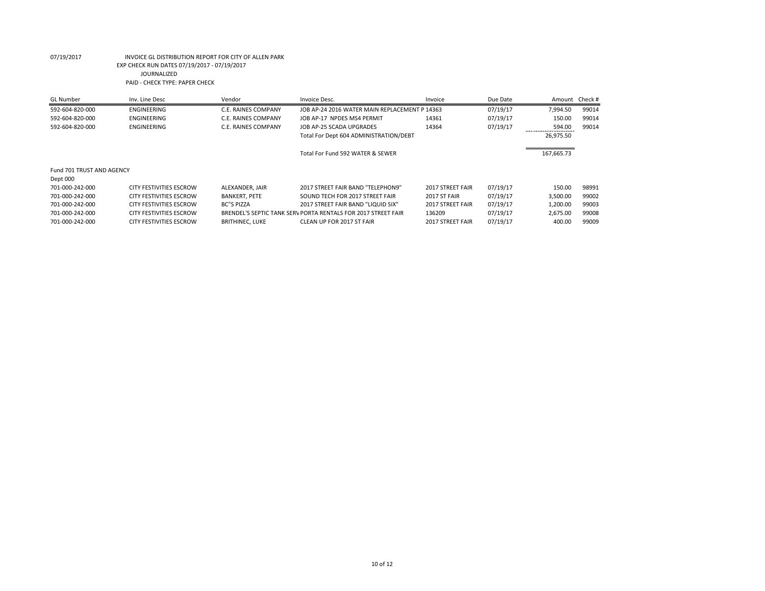07/19/2017 INVOICE GL DISTRIBUTION REPORT FOR CITY OF ALLEN PARK
EXP CHECK RUN DATES 07/19/2017 - 07/19/2017
JOURNALIZED
PAID - CHECK TYPE: PAPER CHECK

| GL Number | Inv. Line Desc | Vendor | Invoice Desc. | Invoice | Due Date | Amount | Check # |
|---|---|---|---|---|---|---|---|
| 592-604-820-000 | ENGINEERING | C.E. RAINES COMPANY | JOB AP-24 2016 WATER MAIN REPLACEMENT P | 14363 | 07/19/17 | 7,994.50 | 99014 |
| 592-604-820-000 | ENGINEERING | C.E. RAINES COMPANY | JOB AP-17 NPDES MS4 PERMIT | 14361 | 07/19/17 | 150.00 | 99014 |
| 592-604-820-000 | ENGINEERING | C.E. RAINES COMPANY | JOB AP-25 SCADA UPGRADES | 14364 | 07/19/17 | 594.00 | 99014 |
| | | | Total For Dept 604 ADMINISTRATION/DEBT | | | 26,975.50 | |
| | | | Total For Fund 592 WATER & SEWER | | | 167,665.73 | |
| Fund 701 TRUST AND AGENCY | | | | | | | |
| Dept 000 | | | | | | | |
| 701-000-242-000 | CITY FESTIVITIES ESCROW | ALEXANDER, JAIR | 2017 STREET FAIR BAND "TELEPHON9" | 2017 STREET FAIR | 07/19/17 | 150.00 | 98991 |
| 701-000-242-000 | CITY FESTIVITIES ESCROW | BANKERT, PETE | SOUND TECH FOR 2017 STREET FAIR | 2017 ST FAIR | 07/19/17 | 3,500.00 | 99002 |
| 701-000-242-000 | CITY FESTIVITIES ESCROW | BC"S PIZZA | 2017 STREET FAIR BAND "LIQUID SIX" | 2017 STREET FAIR | 07/19/17 | 1,200.00 | 99003 |
| 701-000-242-000 | CITY FESTIVITIES ESCROW | BRENDEL'S SEPTIC TANK SERV | PORTA RENTALS FOR 2017 STREET FAIR | 136209 | 07/19/17 | 2,675.00 | 99008 |
| 701-000-242-000 | CITY FESTIVITIES ESCROW | BRITHINEC, LUKE | CLEAN UP FOR 2017 ST FAIR | 2017 STREET FAIR | 07/19/17 | 400.00 | 99009 |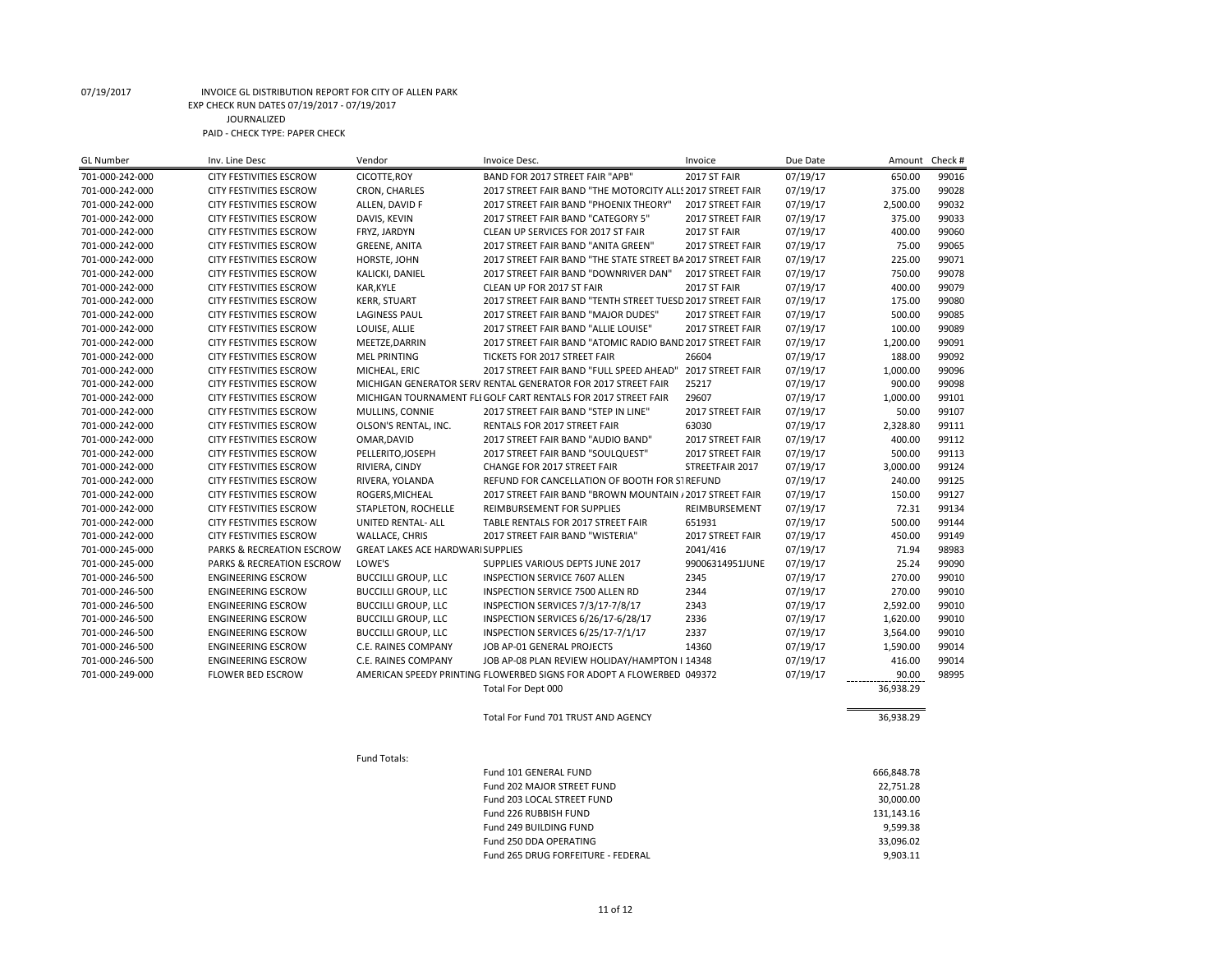07/19/2017 INVOICE GL DISTRIBUTION REPORT FOR CITY OF ALLEN PARK
EXP CHECK RUN DATES 07/19/2017 - 07/19/2017
JOURNALIZED
PAID - CHECK TYPE: PAPER CHECK

| GL Number | Inv. Line Desc | Vendor | Invoice Desc. | Invoice | Due Date | Amount | Check # |
|---|---|---|---|---|---|---|---|
| 701-000-242-000 | CITY FESTIVITIES ESCROW | CICOTTE,ROY | BAND FOR 2017 STREET FAIR "APB" | 2017 ST FAIR | 07/19/17 | 650.00 | 99016 |
| 701-000-242-000 | CITY FESTIVITIES ESCROW | CRON, CHARLES | 2017 STREET FAIR BAND "THE MOTORCITY ALLS | 2017 STREET FAIR | 07/19/17 | 375.00 | 99028 |
| 701-000-242-000 | CITY FESTIVITIES ESCROW | ALLEN, DAVID F | 2017 STREET FAIR BAND "PHOENIX THEORY" | 2017 STREET FAIR | 07/19/17 | 2,500.00 | 99032 |
| 701-000-242-000 | CITY FESTIVITIES ESCROW | DAVIS, KEVIN | 2017 STREET FAIR BAND "CATEGORY 5" | 2017 STREET FAIR | 07/19/17 | 375.00 | 99033 |
| 701-000-242-000 | CITY FESTIVITIES ESCROW | FRYZ, JARDYN | CLEAN UP SERVICES FOR 2017 ST FAIR | 2017 ST FAIR | 07/19/17 | 400.00 | 99060 |
| 701-000-242-000 | CITY FESTIVITIES ESCROW | GREENE, ANITA | 2017 STREET FAIR BAND "ANITA GREEN" | 2017 STREET FAIR | 07/19/17 | 75.00 | 99065 |
| 701-000-242-000 | CITY FESTIVITIES ESCROW | HORSTE, JOHN | 2017 STREET FAIR BAND "THE STATE STREET BA | 2017 STREET FAIR | 07/19/17 | 225.00 | 99071 |
| 701-000-242-000 | CITY FESTIVITIES ESCROW | KALICKI, DANIEL | 2017 STREET FAIR BAND "DOWNRIVER DAN" | 2017 STREET FAIR | 07/19/17 | 750.00 | 99078 |
| 701-000-242-000 | CITY FESTIVITIES ESCROW | KAR,KYLE | CLEAN UP FOR 2017 ST FAIR | 2017 ST FAIR | 07/19/17 | 400.00 | 99079 |
| 701-000-242-000 | CITY FESTIVITIES ESCROW | KERR, STUART | 2017 STREET FAIR BAND "TENTH STREET TUESD | 2017 STREET FAIR | 07/19/17 | 175.00 | 99080 |
| 701-000-242-000 | CITY FESTIVITIES ESCROW | LAGINESS PAUL | 2017 STREET FAIR BAND "MAJOR DUDES" | 2017 STREET FAIR | 07/19/17 | 500.00 | 99085 |
| 701-000-242-000 | CITY FESTIVITIES ESCROW | LOUISE, ALLIE | 2017 STREET FAIR BAND "ALLIE LOUISE" | 2017 STREET FAIR | 07/19/17 | 100.00 | 99089 |
| 701-000-242-000 | CITY FESTIVITIES ESCROW | MEETZE,DARRIN | 2017 STREET FAIR BAND "ATOMIC RADIO BAND | 2017 STREET FAIR | 07/19/17 | 1,200.00 | 99091 |
| 701-000-242-000 | CITY FESTIVITIES ESCROW | MEL PRINTING | TICKETS FOR 2017 STREET FAIR | 26604 | 07/19/17 | 188.00 | 99092 |
| 701-000-242-000 | CITY FESTIVITIES ESCROW | MICHEAL, ERIC | 2017 STREET FAIR BAND "FULL SPEED AHEAD" | 2017 STREET FAIR | 07/19/17 | 1,000.00 | 99096 |
| 701-000-242-000 | CITY FESTIVITIES ESCROW | MICHIGAN GENERATOR SERV | RENTAL GENERATOR FOR 2017 STREET FAIR | 25217 | 07/19/17 | 900.00 | 99098 |
| 701-000-242-000 | CITY FESTIVITIES ESCROW | MICHIGAN TOURNAMENT FLE | GOLF CART RENTALS FOR 2017 STREET FAIR | 29607 | 07/19/17 | 1,000.00 | 99101 |
| 701-000-242-000 | CITY FESTIVITIES ESCROW | MULLINS, CONNIE | 2017 STREET FAIR BAND "STEP IN LINE" | 2017 STREET FAIR | 07/19/17 | 50.00 | 99107 |
| 701-000-242-000 | CITY FESTIVITIES ESCROW | OLSON'S RENTAL, INC. | RENTALS FOR 2017 STREET FAIR | 63030 | 07/19/17 | 2,328.80 | 99111 |
| 701-000-242-000 | CITY FESTIVITIES ESCROW | OMAR,DAVID | 2017 STREET FAIR BAND "AUDIO BAND" | 2017 STREET FAIR | 07/19/17 | 400.00 | 99112 |
| 701-000-242-000 | CITY FESTIVITIES ESCROW | PELLERITO,JOSEPH | 2017 STREET FAIR BAND "SOULQUEST" | 2017 STREET FAIR | 07/19/17 | 500.00 | 99113 |
| 701-000-242-000 | CITY FESTIVITIES ESCROW | RIVIERA, CINDY | CHANGE FOR 2017 STREET FAIR | STREETFAIR 2017 | 07/19/17 | 3,000.00 | 99124 |
| 701-000-242-000 | CITY FESTIVITIES ESCROW | RIVERA, YOLANDA | REFUND FOR CANCELLATION OF BOOTH FOR ST | REFUND | 07/19/17 | 240.00 | 99125 |
| 701-000-242-000 | CITY FESTIVITIES ESCROW | ROGERS,MICHEAL | 2017 STREET FAIR BAND "BROWN MOUNTAIN A | 2017 STREET FAIR | 07/19/17 | 150.00 | 99127 |
| 701-000-242-000 | CITY FESTIVITIES ESCROW | STAPLETON, ROCHELLE | REIMBURSEMENT FOR SUPPLIES | REIMBURSEMENT | 07/19/17 | 72.31 | 99134 |
| 701-000-242-000 | CITY FESTIVITIES ESCROW | UNITED RENTAL- ALL | TABLE RENTALS FOR 2017 STREET FAIR | 651931 | 07/19/17 | 500.00 | 99144 |
| 701-000-242-000 | CITY FESTIVITIES ESCROW | WALLACE, CHRIS | 2017 STREET FAIR BAND "WISTERIA" | 2017 STREET FAIR | 07/19/17 | 450.00 | 99149 |
| 701-000-245-000 | PARKS & RECREATION ESCROW | GREAT LAKES ACE HARDWARE | SUPPLIES | 2041/416 | 07/19/17 | 71.94 | 98983 |
| 701-000-245-000 | PARKS & RECREATION ESCROW | LOWE'S | SUPPLIES VARIOUS DEPTS JUNE 2017 | 99006314951JUNE | 07/19/17 | 25.24 | 99090 |
| 701-000-246-500 | ENGINEERING ESCROW | BUCCILLI GROUP, LLC | INSPECTION SERVICE 7607 ALLEN | 2345 | 07/19/17 | 270.00 | 99010 |
| 701-000-246-500 | ENGINEERING ESCROW | BUCCILLI GROUP, LLC | INSPECTION SERVICE 7500 ALLEN RD | 2344 | 07/19/17 | 270.00 | 99010 |
| 701-000-246-500 | ENGINEERING ESCROW | BUCCILLI GROUP, LLC | INSPECTION SERVICES 7/3/17-7/8/17 | 2343 | 07/19/17 | 2,592.00 | 99010 |
| 701-000-246-500 | ENGINEERING ESCROW | BUCCILLI GROUP, LLC | INSPECTION SERVICES 6/26/17-6/28/17 | 2336 | 07/19/17 | 1,620.00 | 99010 |
| 701-000-246-500 | ENGINEERING ESCROW | BUCCILLI GROUP, LLC | INSPECTION SERVICES 6/25/17-7/1/17 | 2337 | 07/19/17 | 3,564.00 | 99010 |
| 701-000-246-500 | ENGINEERING ESCROW | C.E. RAINES COMPANY | JOB AP-01 GENERAL PROJECTS | 14360 | 07/19/17 | 1,590.00 | 99014 |
| 701-000-246-500 | ENGINEERING ESCROW | C.E. RAINES COMPANY | JOB AP-08 PLAN REVIEW HOLIDAY/HAMPTON I | 14348 | 07/19/17 | 416.00 | 99014 |
| 701-000-249-000 | FLOWER BED ESCROW | AMERICAN SPEEDY PRINTING | FLOWERBED SIGNS FOR ADOPT A FLOWERBED | 049372 | 07/19/17 | 90.00 | 98995 |
| | | | Total For Dept 000 | | | 36,938.29 | |
| | | | Total For Fund 701 TRUST AND AGENCY | | | 36,938.29 | |

Fund Totals:

| Fund | Amount |
|---|---|
| Fund 101 GENERAL FUND | 666,848.78 |
| Fund 202 MAJOR STREET FUND | 22,751.28 |
| Fund 203 LOCAL STREET FUND | 30,000.00 |
| Fund 226 RUBBISH FUND | 131,143.16 |
| Fund 249 BUILDING FUND | 9,599.38 |
| Fund 250 DDA OPERATING | 33,096.02 |
| Fund 265 DRUG FORFEITURE - FEDERAL | 9,903.11 |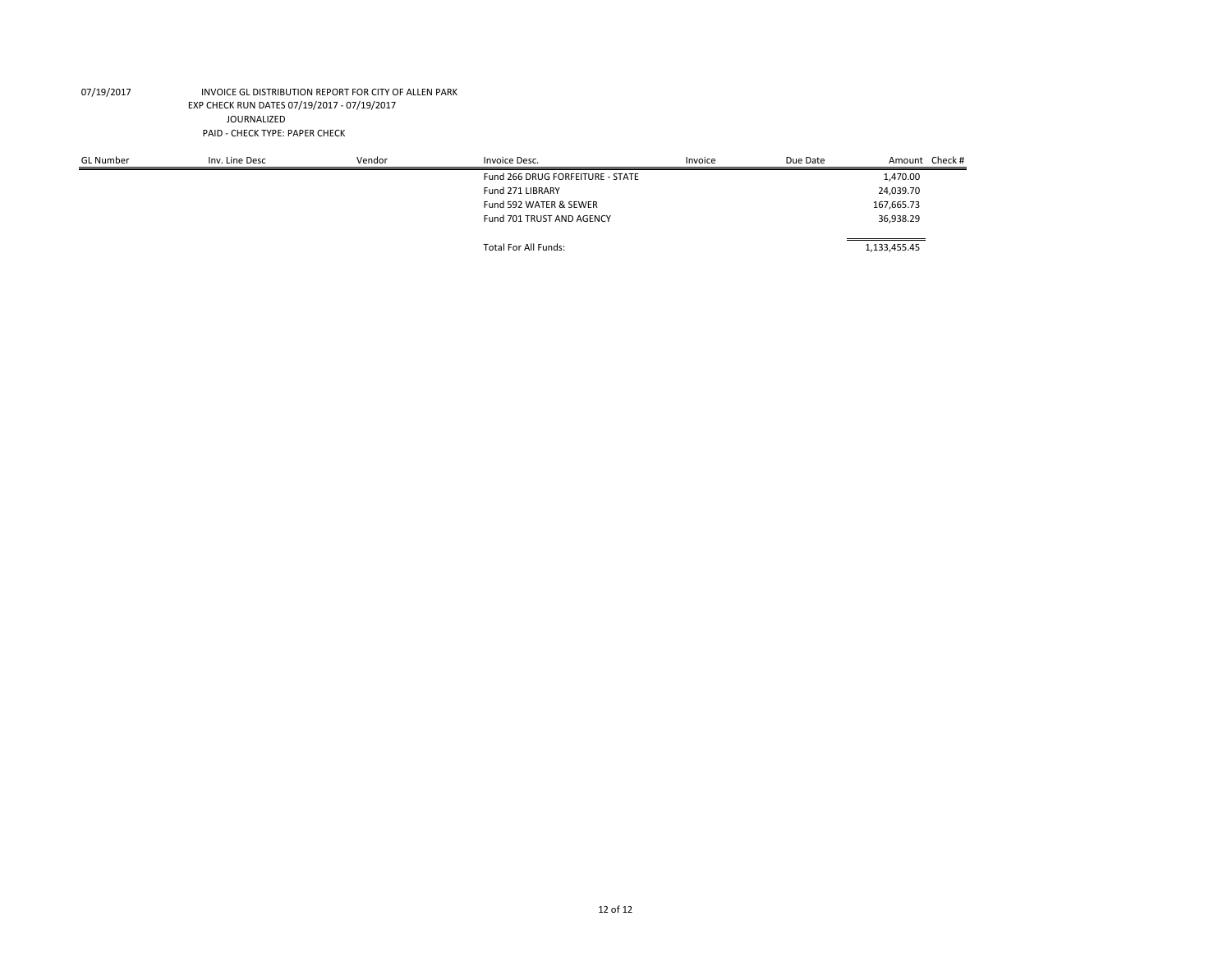07/19/2017 INVOICE GL DISTRIBUTION REPORT FOR CITY OF ALLEN PARK

EXP CHECK RUN DATES 07/19/2017 - 07/19/2017

JOURNALIZED

PAID - CHECK TYPE: PAPER CHECK

| GL Number | Inv. Line Desc | Vendor | Invoice Desc. | Invoice | Due Date | Amount | Check # |
|---|---|---|---|---|---|---|---|
| | | | Fund 266 DRUG FORFEITURE - STATE | | | 1,470.00 | |
| | | | Fund 271 LIBRARY | | | 24,039.70 | |
| | | | Fund 592 WATER & SEWER | | | 167,665.73 | |
| | | | Fund 701 TRUST AND AGENCY | | | 36,938.29 | |
| | | | Total For All Funds: | | | 1,133,455.45 | |